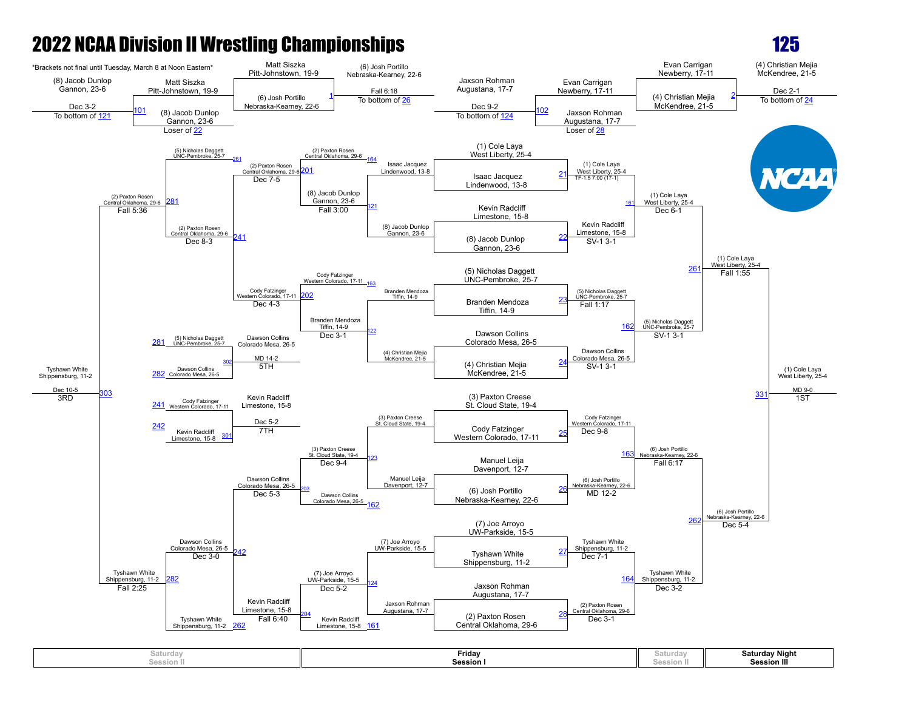# 2022 NCAA Division II Wrestling Championships

## 125

*Brackets not final until Tuesday, March 8 at Noon Eastern*

### Pigtails / Opening Round

**Bout 101:** (8) Jacob Dunlop, Gannon, 23-6 vs. Matt Siszka, Pitt-Johnstown, 19-9 — (8) Jacob Dunlop, Gannon, 23-6, Dec 3-2. Loser of 22. To bottom of 121

**Bout 1:** Matt Siszka, Pitt-Johnstown, 19-9 vs. (6) Josh Portillo, Nebraska-Kearney, 22-6 — (6) Josh Portillo, Nebraska-Kearney, 22-6, Fall 6:18. To bottom of 26

**Bout 102:** Jaxson Rohman, Augustana, 17-7 vs. Evan Carrigan, Newberry, 17-11 — Jaxson Rohman, Augustana, 17-7, Dec 9-2. Loser of 28. To bottom of 124

**Bout 2:** Evan Carrigan, Newberry, 17-11 vs. (4) Christian Mejia, McKendree, 21-5 — (4) Christian Mejia, McKendree, 21-5, Dec 2-1. To bottom of 24

### Championship Bracket (Friday Session I / Saturday Night Session III)

| Bout | Wrestlers | Winner | Result |
|---|---|---|---|
| 21 | (1) Cole Laya, West Liberty, 25-4 vs. Isaac Jacquez, Lindenwood, 13-8 | (1) Cole Laya, West Liberty, 25-4 | TF-1.5 7:00 (17-1) |
| 22 | Kevin Radcliff, Limestone, 15-8 vs. (8) Jacob Dunlop, Gannon, 23-6 | Kevin Radcliff, Limestone, 15-8 | SV-1 3-1 |
| 23 | (5) Nicholas Daggett, UNC-Pembroke, 25-7 vs. Branden Mendoza, Tiffin, 14-9 | (5) Nicholas Daggett, UNC-Pembroke, 25-7 | Fall 1:17 |
| 24 | Dawson Collins, Colorado Mesa, 26-5 vs. (4) Christian Mejia, McKendree, 21-5 | Dawson Collins, Colorado Mesa, 26-5 | SV-1 3-1 |
| 25 | (3) Paxton Creese, St. Cloud State, 19-4 vs. Cody Fatzinger, Western Colorado, 17-11 | Cody Fatzinger, Western Colorado, 17-11 | Dec 9-8 |
| 26 | Manuel Leija, Davenport, 12-7 vs. (6) Josh Portillo, Nebraska-Kearney, 22-6 | (6) Josh Portillo, Nebraska-Kearney, 22-6 | MD 12-2 |
| 27 | (7) Joe Arroyo, UW-Parkside, 15-5 vs. Tyshawn White, Shippensburg, 11-2 | Tyshawn White, Shippensburg, 11-2 | Dec 7-1 |
| 28 | Jaxson Rohman, Augustana, 17-7 vs. (2) Paxton Rosen, Central Oklahoma, 29-6 | (2) Paxton Rosen, Central Oklahoma, 29-6 | Dec 3-1 |
| 161 | (1) Cole Laya vs. Kevin Radcliff | (1) Cole Laya, West Liberty, 25-4 | Dec 6-1 |
| 162 | (5) Nicholas Daggett vs. Dawson Collins | (5) Nicholas Daggett, UNC-Pembroke, 25-7 | SV-1 3-1 |
| 163 | Cody Fatzinger vs. (6) Josh Portillo | (6) Josh Portillo, Nebraska-Kearney, 22-6 | Fall 6:17 |
| 164 | Tyshawn White vs. (2) Paxton Rosen | Tyshawn White, Shippensburg, 11-2 | Dec 3-2 |
| 261 | (1) Cole Laya vs. (5) Nicholas Daggett | (1) Cole Laya, West Liberty, 25-4 | Fall 1:55 |
| 262 | (6) Josh Portillo vs. Tyshawn White | (6) Josh Portillo, Nebraska-Kearney, 22-6 | Dec 5-4 |
| 331 | (1) Cole Laya vs. (6) Josh Portillo | (1) Cole Laya, West Liberty, 25-4 | MD 9-0 — 1ST |

### Consolation Bracket (Friday Session I / Saturday Session II)

| Bout | Wrestlers | Winner | Result |
|---|---|---|---|
| 121 | Isaac Jacquez, Lindenwood, 13-8 vs. (8) Jacob Dunlop, Gannon, 23-6 | (8) Jacob Dunlop, Gannon, 23-6 | Fall 3:00 |
| 122 | Branden Mendoza, Tiffin, 14-9 vs. (4) Christian Mejia, McKendree, 21-5 | Branden Mendoza, Tiffin, 14-9 | Dec 3-1 |
| 123 | (3) Paxton Creese, St. Cloud State, 19-4 vs. Manuel Leija, Davenport, 12-7 | (3) Paxton Creese, St. Cloud State, 19-4 | Dec 9-4 |
| 124 | (7) Joe Arroyo, UW-Parkside, 15-5 vs. Jaxson Rohman, Augustana, 17-7 | (7) Joe Arroyo, UW-Parkside, 15-5 | Dec 5-2 |
| 201 | (2) Paxton Rosen, Central Oklahoma, 29-6 vs. (8) Jacob Dunlop, Gannon, 23-6 | (2) Paxton Rosen, Central Oklahoma, 29-6 | Dec 7-5 |
| 202 | Cody Fatzinger, Western Colorado, 17-11 vs. Branden Mendoza, Tiffin, 14-9 | Cody Fatzinger, Western Colorado, 17-11 | Dec 4-3 |
| 203 | (3) Paxton Creese, St. Cloud State, 19-4 vs. Dawson Collins, Colorado Mesa, 26-5 | Dawson Collins, Colorado Mesa, 26-5 | Dec 5-3 |
| 204 | (7) Joe Arroyo, UW-Parkside, 15-5 vs. Kevin Radcliff, Limestone, 15-8 | Kevin Radcliff, Limestone, 15-8 | Fall 6:40 |
| 241 | (5) Nicholas Daggett, UNC-Pembroke, 25-7 vs. (2) Paxton Rosen, Central Oklahoma, 29-6 | (2) Paxton Rosen, Central Oklahoma, 29-6 | Dec 8-3 |
| 242 | Dawson Collins, Colorado Mesa, 26-5 vs. Kevin Radcliff, Limestone, 15-8 | Dawson Collins, Colorado Mesa, 26-5 | Dec 3-0 |
| 281 | (2) Paxton Rosen, Central Oklahoma, 29-6 vs. (5) Nicholas Daggett (from 261) | (2) Paxton Rosen, Central Oklahoma, 29-6 | Fall 5:36 |
| 282 | Dawson Collins, Colorado Mesa, 26-5 vs. Tyshawn White, Shippensburg, 11-2 (from 262) | Tyshawn White, Shippensburg, 11-2 | Fall 2:25 |
| 303 | (2) Paxton Rosen vs. Tyshawn White | Tyshawn White, Shippensburg, 11-2 | Dec 10-5 — 3RD |

### Placement Bouts

| Bout | Wrestlers | Winner | Result |
|---|---|---|---|
| 302 | (5) Nicholas Daggett, UNC-Pembroke, 25-7 (281) vs. Dawson Collins, Colorado Mesa, 26-5 (282) | Dawson Collins, Colorado Mesa, 26-5 | MD 14-2 — 5TH |
| 301 | Cody Fatzinger, Western Colorado, 17-11 (241) vs. Kevin Radcliff, Limestone, 15-8 (242) | Kevin Radcliff, Limestone, 15-8 | Dec 5-2 — 7TH |

| Saturday Session II | Friday Session I | Saturday Session II | Saturday Night Session III |
|---|---|---|---|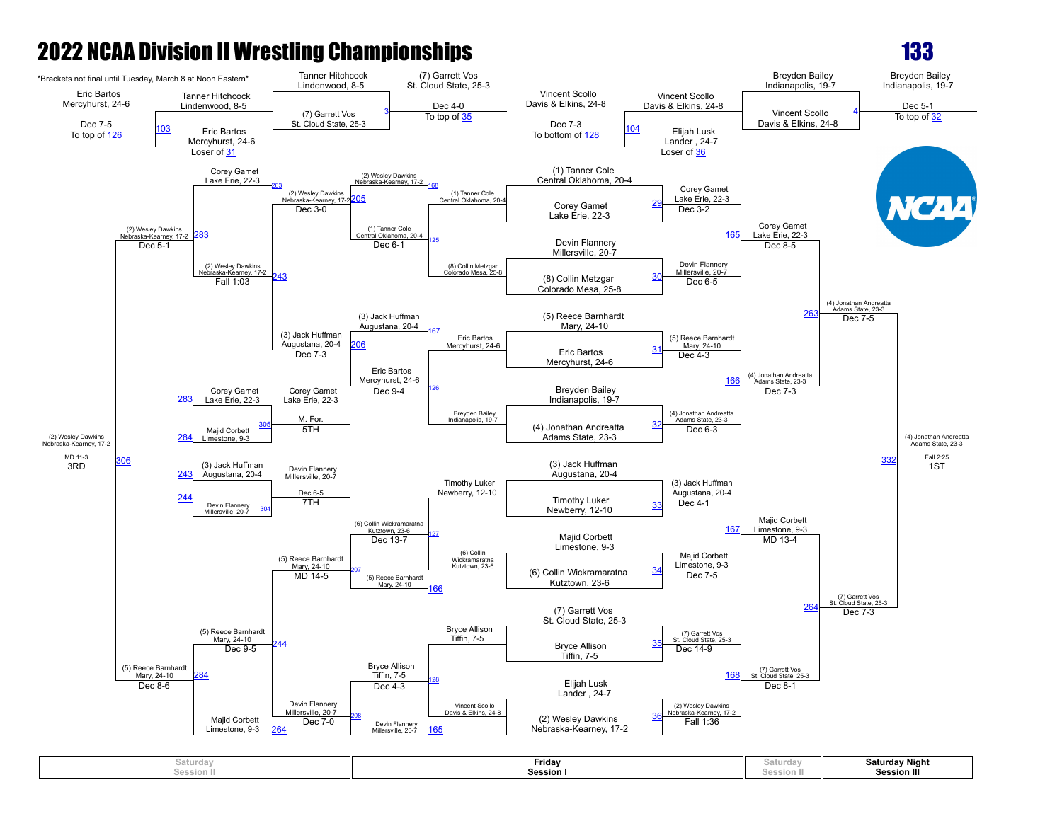# 2022 NCAA Division II Wrestling Championships

## 133

*Brackets not final until Tuesday, March 8 at Noon Eastern*

### Championship Bracket (Friday Session I)

| Bout | Wrestler | Result |
|---|---|---|
| 29 | (1) Tanner Cole, Central Oklahoma, 20-4 vs Corey Gamet, Lake Erie, 22-3 | Corey Gamet, Lake Erie, 22-3 — Dec 3-2 |
| 30 | Devin Flannery, Millersville, 20-7 vs (8) Collin Metzgar, Colorado Mesa, 25-8 | Devin Flannery, Millersville, 20-7 — Dec 6-5 |
| 31 | (5) Reece Barnhardt, Mary, 24-10 vs Eric Bartos, Mercyhurst, 24-6 | (5) Reece Barnhardt, Mary, 24-10 — Dec 4-3 |
| 32 | Breyden Bailey, Indianapolis, 19-7 vs (4) Jonathan Andreatta, Adams State, 23-3 | (4) Jonathan Andreatta, Adams State, 23-3 — Dec 6-3 |
| 33 | (3) Jack Huffman, Augustana, 20-4 vs Timothy Luker, Newberry, 12-10 | (3) Jack Huffman, Augustana, 20-4 — Dec 4-1 |
| 34 | Majid Corbett, Limestone, 9-3 vs (6) Collin Wickramaratna, Kutztown, 23-6 | Majid Corbett, Limestone, 9-3 — Dec 7-5 |
| 35 | (7) Garrett Vos, St. Cloud State, 25-3 vs Bryce Allison, Tiffin, 7-5 | (7) Garrett Vos, St. Cloud State, 25-3 — Dec 14-9 |
| 36 | Elijah Lusk, Lander, 24-7 vs (2) Wesley Dawkins, Nebraska-Kearney, 17-2 | (2) Wesley Dawkins, Nebraska-Kearney, 17-2 — Fall 1:36 |

### Quarterfinals

| Bout | Winner |
|---|---|
| 165 | Corey Gamet, Lake Erie, 22-3 — Dec 8-5 |
| 166 | (4) Jonathan Andreatta, Adams State, 23-3 — Dec 7-3 |
| 167 | Majid Corbett, Limestone, 9-3 — MD 13-4 |
| 168 | (7) Garrett Vos, St. Cloud State, 25-3 — Dec 8-1 |

### Semifinals (Saturday Session II)

| Bout | Winner |
|---|---|
| 263 | (4) Jonathan Andreatta, Adams State, 23-3 — Dec 7-5 |
| 264 | (7) Garrett Vos, St. Cloud State, 25-3 — Dec 7-3 |

### Final (Saturday Night Session III)

| Bout | Winner |
|---|---|
| 332 | (4) Jonathan Andreatta, Adams State, 23-3 — Fall 2:25 — 1ST |

### Consolation Bracket

| Bout | Wrestlers | Result |
|---|---|---|
| 3 | Tanner Hitchcock, Lindenwood, 8-5 vs (7) Garrett Vos, St. Cloud State, 25-3 | (7) Garrett Vos, St. Cloud State, 25-3 — Dec 4-0 (To top of 35) |
| 4 | Breyden Bailey, Indianapolis, 19-7 vs Vincent Scollo, Davis & Elkins, 24-8 | Breyden Bailey, Indianapolis, 19-7 — Dec 5-1 (To top of 32) |
| 103 | Eric Bartos, Mercyhurst, 24-6 (Loser of 31) vs Tanner Hitchcock, Lindenwood, 8-5 | Eric Bartos, Mercyhurst, 24-6 — Dec 7-5 (To top of 126) |
| 104 | Vincent Scollo, Davis & Elkins, 24-8 vs Elijah Lusk, Lander, 24-7 (Loser of 36) | Vincent Scollo, Davis & Elkins, 24-8 — Dec 7-3 (To bottom of 128) |
| 125 | (1) Tanner Cole, Central Oklahoma, 20-4 vs (8) Collin Metzgar, Colorado Mesa, 25-8 | (1) Tanner Cole, Central Oklahoma, 20-4 — Dec 6-1 |
| 126 | Eric Bartos, Mercyhurst, 24-6 vs Breyden Bailey, Indianapolis, 19-7 | Eric Bartos, Mercyhurst, 24-6 — Dec 9-4 |
| 127 | Timothy Luker, Newberry, 12-10 vs (6) Collin Wickramaratna, Kutztown, 23-6 | (6) Collin Wickramaratna, Kutztown, 23-6 — Dec 13-7 |
| 128 | Bryce Allison, Tiffin, 7-5 vs Vincent Scollo, Davis & Elkins, 24-8 | Bryce Allison, Tiffin, 7-5 — Dec 4-3 |
| 205 | (2) Wesley Dawkins, Nebraska-Kearney, 17-2 (168) vs (1) Tanner Cole, Central Oklahoma, 20-4 | (2) Wesley Dawkins, Nebraska-Kearney, 17-2 — Dec 3-0 |
| 206 | (3) Jack Huffman, Augustana, 20-4 (167) vs Eric Bartos, Mercyhurst, 24-6 | (3) Jack Huffman, Augustana, 20-4 — Dec 7-3 |
| 207 | (6) Collin Wickramaratna, Kutztown, 23-6 vs (5) Reece Barnhardt, Mary, 24-10 (166) | (5) Reece Barnhardt, Mary, 24-10 — MD 14-5 |
| 208 | Bryce Allison, Tiffin, 7-5 vs Devin Flannery, Millersville, 20-7 (165) | Devin Flannery, Millersville, 20-7 — Dec 7-0 |
| 243 | Corey Gamet, Lake Erie, 22-3 (263) vs (2) Wesley Dawkins, Nebraska-Kearney, 17-2 | (2) Wesley Dawkins, Nebraska-Kearney, 17-2 — Fall 1:03 |
| 244 | (5) Reece Barnhardt, Mary, 24-10 vs Majid Corbett, Limestone, 9-3 (264) | (5) Reece Barnhardt, Mary, 24-10 — Dec 9-5 |
| 283 | Corey Gamet, Lake Erie, 22-3 vs (2) Wesley Dawkins, Nebraska-Kearney, 17-2 | (2) Wesley Dawkins, Nebraska-Kearney, 17-2 — Dec 5-1 |
| 284 | (5) Reece Barnhardt, Mary, 24-10 vs Majid Corbett, Limestone, 9-3 | (5) Reece Barnhardt, Mary, 24-10 — Dec 8-6 |
| 306 | (2) Wesley Dawkins, Nebraska-Kearney, 17-2 vs (5) Reece Barnhardt, Mary, 24-10 | (2) Wesley Dawkins, Nebraska-Kearney, 17-2 — MD 11-3 — 3RD |

### Placement Matches

| Bout | Wrestlers | Result |
|---|---|---|
| 305 | Corey Gamet, Lake Erie, 22-3 (283) vs Majid Corbett, Limestone, 9-3 (284) | Corey Gamet, Lake Erie, 22-3 — M. For. — 5TH |
| 304 | (3) Jack Huffman, Augustana, 20-4 (243) vs Devin Flannery, Millersville, 20-7 (244) | Devin Flannery, Millersville, 20-7 — Dec 6-5 — 7TH |

| Saturday Session II | Friday Session I | Saturday Session II | Saturday Night Session III |
|---|---|---|---|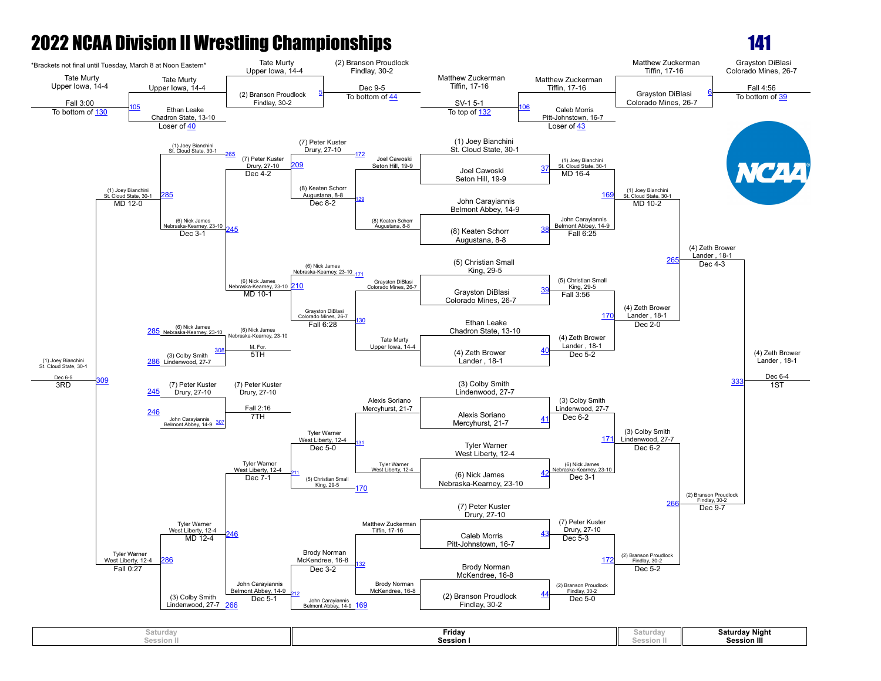# 2022 NCAA Division II Wrestling Championships

## 141

*Brackets not final until Tuesday, March 8 at Noon Eastern*

### Championship Bracket

**Friday Session I – First Round**

| Bout | Wrestler 1 | Wrestler 2 | Winner | Result |
|---|---|---|---|---|
| 37 | (1) Joey Bianchini, St. Cloud State, 30-1 | Joel Cawoski, Seton Hill, 19-9 | (1) Joey Bianchini, St. Cloud State, 30-1 | MD 16-4 |
| 38 | John Carayiannis, Belmont Abbey, 14-9 | (8) Keaten Schorr, Augustana, 8-8 | John Carayiannis, Belmont Abbey, 14-9 | Fall 6:25 |
| 39 | (5) Christian Small, King, 29-5 | Grayston DiBlasi, Colorado Mines, 26-7 | (5) Christian Small, King, 29-5 | Fall 3:56 |
| 40 | Ethan Leake, Chadron State, 13-10 | (4) Zeth Brower, Lander, 18-1 | (4) Zeth Brower, Lander, 18-1 | Dec 5-2 |
| 41 | (3) Colby Smith, Lindenwood, 27-7 | Alexis Soriano, Mercyhurst, 21-7 | (3) Colby Smith, Lindenwood, 27-7 | Dec 6-2 |
| 42 | Tyler Warner, West Liberty, 12-4 | (6) Nick James, Nebraska-Kearney, 23-10 | (6) Nick James, Nebraska-Kearney, 23-10 | Dec 3-1 |
| 43 | (7) Peter Kuster, Drury, 27-10 | Caleb Morris, Pitt-Johnstown, 16-7 | (7) Peter Kuster, Drury, 27-10 | Dec 5-3 |
| 44 | Brody Norman, McKendree, 16-8 | (2) Branson Proudlock, Findlay, 30-2 | (2) Branson Proudlock, Findlay, 30-2 | Dec 5-0 |

**Friday Session I – Quarterfinals**

| Bout | Wrestler 1 | Wrestler 2 | Winner | Result |
|---|---|---|---|---|
| 169 | (1) Joey Bianchini, St. Cloud State, 30-1 | John Carayiannis, Belmont Abbey, 14-9 | (1) Joey Bianchini, St. Cloud State, 30-1 | MD 10-2 |
| 170 | (5) Christian Small, King, 29-5 | (4) Zeth Brower, Lander, 18-1 | (4) Zeth Brower, Lander, 18-1 | Dec 2-0 |
| 171 | (3) Colby Smith, Lindenwood, 27-7 | (6) Nick James, Nebraska-Kearney, 23-10 | (3) Colby Smith, Lindenwood, 27-7 | Dec 6-2 |
| 172 | (7) Peter Kuster, Drury, 27-10 | (2) Branson Proudlock, Findlay, 30-2 | (2) Branson Proudlock, Findlay, 30-2 | Dec 5-2 |

**Saturday Session II – Semifinals**

| Bout | Wrestler 1 | Wrestler 2 | Winner | Result |
|---|---|---|---|---|
| 265 | (1) Joey Bianchini, St. Cloud State, 30-1 | (4) Zeth Brower, Lander, 18-1 | (4) Zeth Brower, Lander, 18-1 | Dec 4-3 |
| 266 | (3) Colby Smith, Lindenwood, 27-7 | (2) Branson Proudlock, Findlay, 30-2 | (2) Branson Proudlock, Findlay, 30-2 | Dec 9-7 |

**Saturday Night Session III – Final**

| Bout | Wrestler 1 | Wrestler 2 | Winner | Result |
|---|---|---|---|---|
| 333 | (4) Zeth Brower, Lander, 18-1 | (2) Branson Proudlock, Findlay, 30-2 | (4) Zeth Brower, Lander, 18-1 | Dec 6-4 (1ST) |

### Consolation Bracket

**Friday Session I – Pigtails / Consolation Round 1**

| Bout | Wrestler 1 | Wrestler 2 | Winner | Result |
|---|---|---|---|---|
| 5 | Tate Murty, Upper Iowa, 14-4 | (2) Branson Proudlock, Findlay, 30-2 | (2) Branson Proudlock, Findlay, 30-2 | Dec 9-5 (To bottom of 44) |
| 105 | Tate Murty, Upper Iowa, 14-4 | Ethan Leake, Chadron State, 13-10 (Loser of 40) | Tate Murty, Upper Iowa, 14-4 | Fall 3:00 (To bottom of 130) |
| 6 | Matthew Zuckerman, Tiffin, 17-16 | Grayston DiBlasi, Colorado Mines, 26-7 | Grayston DiBlasi, Colorado Mines, 26-7 | Fall 4:56 (To bottom of 39) |
| 106 | Matthew Zuckerman, Tiffin, 17-16 | Caleb Morris, Pitt-Johnstown, 16-7 (Loser of 43) | Matthew Zuckerman, Tiffin, 17-16 | SV-1 5-1 (To top of 132) |

**Friday Session I – Consolation Round 2**

| Bout | Wrestler 1 | Wrestler 2 | Winner | Result |
|---|---|---|---|---|
| 129 | Joel Cawoski, Seton Hill, 19-9 | (8) Keaten Schorr, Augustana, 8-8 | (8) Keaten Schorr, Augustana, 8-8 | Dec 8-2 |
| 130 | Grayston DiBlasi, Colorado Mines, 26-7 | Tate Murty, Upper Iowa, 14-4 | Grayston DiBlasi, Colorado Mines, 26-7 | Fall 6:28 |
| 131 | Alexis Soriano, Mercyhurst, 21-7 | Tyler Warner, West Liberty, 12-4 | Tyler Warner, West Liberty, 12-4 | Dec 5-0 |
| 132 | Matthew Zuckerman, Tiffin, 17-16 | Brody Norman, McKendree, 16-8 | Brody Norman, McKendree, 16-8 | Dec 3-2 |

**Friday Session I – Consolation Round 3**

| Bout | Wrestler 1 | Wrestler 2 | Winner | Result |
|---|---|---|---|---|
| 172 | (7) Peter Kuster, Drury, 27-10 | (8) Keaten Schorr, Augustana, 8-8 | (7) Peter Kuster, Drury, 27-10 | |
| 129 | | | (8) Keaten Schorr, Augustana, 8-8 | |
| 171 | (6) Nick James, Nebraska-Kearney, 23-10 | Grayston DiBlasi, Colorado Mines, 26-7 | (6) Nick James, Nebraska-Kearney, 23-10 | |
| 170 | Tyler Warner, West Liberty, 12-4 | (5) Christian Small, King, 29-5 | Tyler Warner, West Liberty, 12-4 | |
| 169 | Brody Norman, McKendree, 16-8 | John Carayiannis, Belmont Abbey, 14-9 | John Carayiannis, Belmont Abbey, 14-9 | |

**Saturday Session II – Consolation Round 4**

| Bout | Wrestler 1 | Wrestler 2 | Winner | Result |
|---|---|---|---|---|
| 209 | (7) Peter Kuster, Drury, 27-10 | (8) Keaten Schorr, Augustana, 8-8 | (7) Peter Kuster, Drury, 27-10 | Dec 4-2 |
| 210 | (6) Nick James, Nebraska-Kearney, 23-10 | Grayston DiBlasi, Colorado Mines, 26-7 | (6) Nick James, Nebraska-Kearney, 23-10 | MD 10-1 |
| 211 | Tyler Warner, West Liberty, 12-4 | (5) Christian Small, King, 29-5 | Tyler Warner, West Liberty, 12-4 | Dec 7-1 |
| 212 | Brody Norman, McKendree, 16-8 | John Carayiannis, Belmont Abbey, 14-9 | John Carayiannis, Belmont Abbey, 14-9 | Dec 5-1 |

**Saturday Session II – Consolation Quarterfinals**

| Bout | Wrestler 1 | Wrestler 2 | Winner | Result |
|---|---|---|---|---|
| 245 | (7) Peter Kuster, Drury, 27-10 | (6) Nick James, Nebraska-Kearney, 23-10 | (6) Nick James, Nebraska-Kearney, 23-10 | Dec 3-1 |
| 246 | Tyler Warner, West Liberty, 12-4 | John Carayiannis, Belmont Abbey, 14-9 | Tyler Warner, West Liberty, 12-4 | MD 12-4 |

**Saturday Session II – Consolation Semifinals**

| Bout | Wrestler 1 | Wrestler 2 | Winner | Result |
|---|---|---|---|---|
| 285 | (1) Joey Bianchini, St. Cloud State, 30-1 | (6) Nick James, Nebraska-Kearney, 23-10 | (1) Joey Bianchini, St. Cloud State, 30-1 | MD 12-0 |
| 286 | Tyler Warner, West Liberty, 12-4 | (3) Colby Smith, Lindenwood, 27-7 | Tyler Warner, West Liberty, 12-4 | Fall 0:27 |

**Placement Matches**

| Bout | Place | Wrestler 1 | Wrestler 2 | Winner | Result |
|---|---|---|---|---|---|
| 309 | 3RD | (1) Joey Bianchini, St. Cloud State, 30-1 | Tyler Warner, West Liberty, 12-4 | (1) Joey Bianchini, St. Cloud State, 30-1 | Dec 6-5 |
| 308 | 5TH | (6) Nick James, Nebraska-Kearney, 23-10 (Loser of 285) | (3) Colby Smith, Lindenwood, 27-7 (Loser of 286) | (6) Nick James, Nebraska-Kearney, 23-10 | M. For. |
| 307 | 7TH | (7) Peter Kuster, Drury, 27-10 (Loser of 245) | John Carayiannis, Belmont Abbey, 14-9 (Loser of 246) | (7) Peter Kuster, Drury, 27-10 | Fall 2:16 |

| Saturday Session II | Friday Session I | Saturday Session II | Saturday Night Session III |
|---|---|---|---|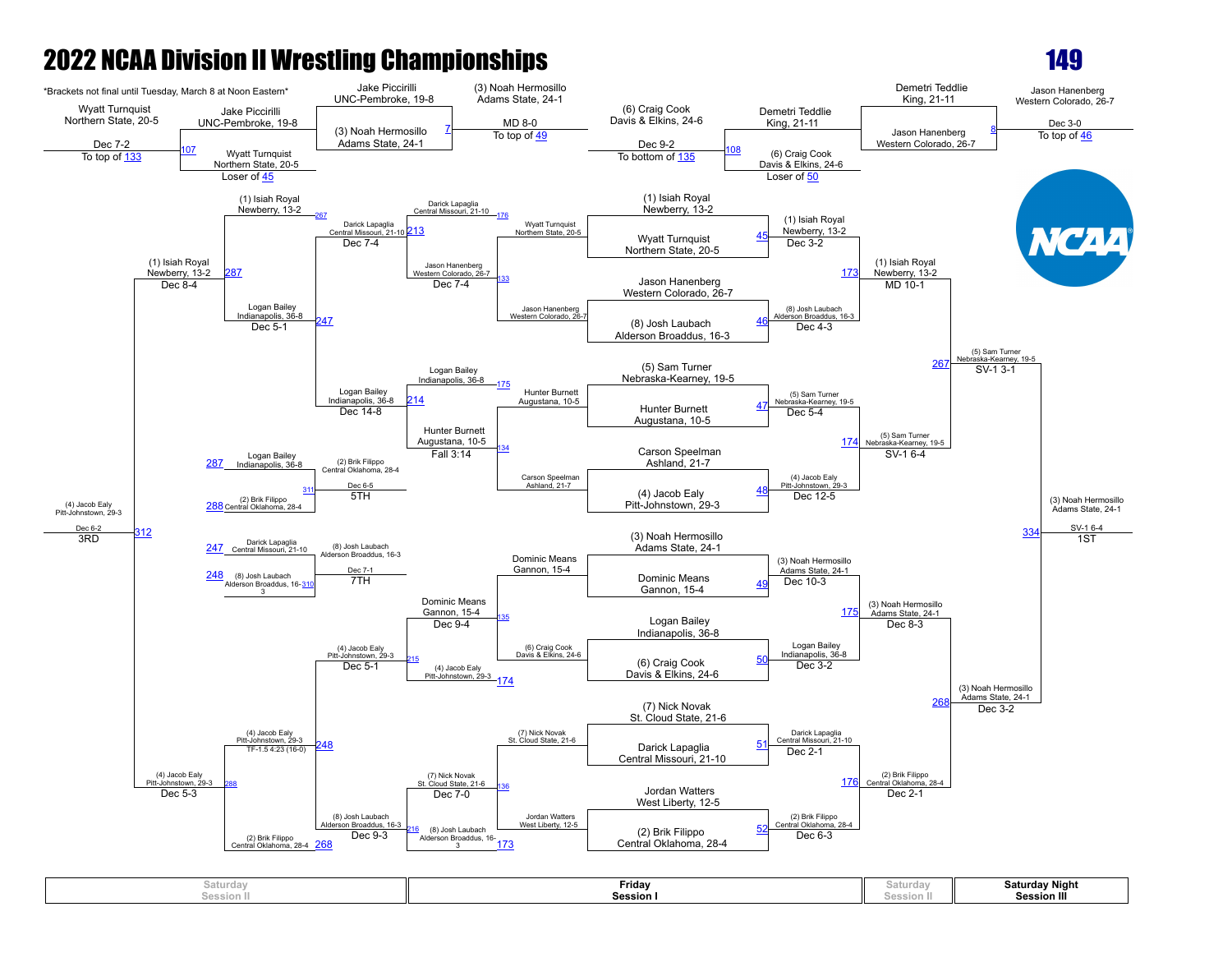# 2022 NCAA Division II Wrestling Championships

## 149

*Brackets not final until Tuesday, March 8 at Noon Eastern*

### Pigtail / Early Matches

- Bout 7: Jake Piccirilli, UNC-Pembroke, 19-8 vs (3) Noah Hermosillo, Adams State, 24-1 — (3) Noah Hermosillo, Adams State, 24-1, MD 8-0. To top of 49
- Bout 107: Wyatt Turnquist, Northern State, 20-5 vs Jake Piccirilli, UNC-Pembroke, 19-8 — Wyatt Turnquist, Northern State, 20-5, Dec 7-2. To top of 133. Wyatt Turnquist, Northern State, 20-5: Loser of 45
- Bout 108: (6) Craig Cook, Davis & Elkins, 24-6 vs Demetri Teddlie, King, 21-11 — (6) Craig Cook, Davis & Elkins, 24-6, Dec 9-2. To bottom of 135. (6) Craig Cook, Davis & Elkins, 24-6: Loser of 50
- Bout 8: Demetri Teddlie, King, 21-11 vs Jason Hanenberg, Western Colorado, 26-7 — Jason Hanenberg, Western Colorado, 26-7, Dec 3-0. To top of 46

### Championship Bracket (Friday Session I / Saturday Session II / Saturday Night Session III)

| Bout | Matchup | Winner | Result |
|---|---|---|---|
| 45 | (1) Isiah Royal, Newberry, 13-2 vs Wyatt Turnquist, Northern State, 20-5 | (1) Isiah Royal, Newberry, 13-2 | Dec 3-2 |
| 46 | Jason Hanenberg, Western Colorado, 26-7 vs (8) Josh Laubach, Alderson Broaddus, 16-3 | (8) Josh Laubach, Alderson Broaddus, 16-3 | Dec 4-3 |
| 47 | (5) Sam Turner, Nebraska-Kearney, 19-5 vs Hunter Burnett, Augustana, 10-5 | (5) Sam Turner, Nebraska-Kearney, 19-5 | Dec 5-4 |
| 48 | Carson Speelman, Ashland, 21-7 vs (4) Jacob Ealy, Pitt-Johnstown, 29-3 | (4) Jacob Ealy, Pitt-Johnstown, 29-3 | Dec 12-5 |
| 49 | (3) Noah Hermosillo, Adams State, 24-1 vs Dominic Means, Gannon, 15-4 | (3) Noah Hermosillo, Adams State, 24-1 | Dec 10-3 |
| 50 | Logan Bailey, Indianapolis, 36-8 vs (6) Craig Cook, Davis & Elkins, 24-6 | Logan Bailey, Indianapolis, 36-8 | Dec 3-2 |
| 51 | (7) Nick Novak, St. Cloud State, 21-6 vs Darick Lapaglia, Central Missouri, 21-10 | Darick Lapaglia, Central Missouri, 21-10 | Dec 2-1 |
| 52 | Jordan Watters, West Liberty, 12-5 vs (2) Brik Filippo, Central Oklahoma, 28-4 | (2) Brik Filippo, Central Oklahoma, 28-4 | Dec 6-3 |
| 173 | (1) Isiah Royal vs (8) Josh Laubach | (1) Isiah Royal, Newberry, 13-2 | MD 10-1 |
| 174 | (5) Sam Turner vs (4) Jacob Ealy | (5) Sam Turner, Nebraska-Kearney, 19-5 | SV-1 6-4 |
| 175 | (3) Noah Hermosillo vs Logan Bailey | (3) Noah Hermosillo, Adams State, 24-1 | Dec 8-3 |
| 176 | Darick Lapaglia vs (2) Brik Filippo | (2) Brik Filippo, Central Oklahoma, 28-4 | Dec 2-1 |
| 267 | (1) Isiah Royal vs (5) Sam Turner | (5) Sam Turner, Nebraska-Kearney, 19-5 | SV-1 3-1 |
| 268 | (3) Noah Hermosillo vs (2) Brik Filippo | (3) Noah Hermosillo, Adams State, 24-1 | Dec 3-2 |
| 334 | (5) Sam Turner vs (3) Noah Hermosillo | (3) Noah Hermosillo, Adams State, 24-1 | SV-1 6-4, 1ST |

### Consolation Bracket

| Bout | Matchup | Winner | Result |
|---|---|---|---|
| 133 | Wyatt Turnquist, Northern State, 20-5 vs Jason Hanenberg, Western Colorado, 26-7 | Jason Hanenberg, Western Colorado, 26-7 | — |
| 134 | Hunter Burnett, Augustana, 10-5 vs Carson Speelman, Ashland, 21-7 | Hunter Burnett, Augustana, 10-5 | Fall 3:14 |
| 135 | Dominic Means, Gannon, 15-4 vs (6) Craig Cook, Davis & Elkins, 24-6 | Dominic Means, Gannon, 15-4 | Dec 9-4 |
| 136 | (7) Nick Novak, St. Cloud State, 21-6 vs Jordan Watters, West Liberty, 12-5 | (7) Nick Novak, St. Cloud State, 21-6 | Dec 7-0 |
| 213 | Darick Lapaglia, Central Missouri, 21-10 vs Jason Hanenberg, Western Colorado, 26-7 | Darick Lapaglia, Central Missouri, 21-10 | Dec 7-4 |
| 214 | Logan Bailey, Indianapolis, 36-8 vs Hunter Burnett, Augustana, 10-5 | Logan Bailey, Indianapolis, 36-8 | Dec 14-8 |
| 215 | Dominic Means, Gannon, 15-4 vs (4) Jacob Ealy, Pitt-Johnstown, 29-3 | (4) Jacob Ealy, Pitt-Johnstown, 29-3 | Dec 5-1 |
| 216 | (7) Nick Novak, St. Cloud State, 21-6 vs (8) Josh Laubach, Alderson Broaddus, 16-3 | (8) Josh Laubach, Alderson Broaddus, 16-3 | Dec 9-3 |
| 247 | Darick Lapaglia vs Logan Bailey | Logan Bailey, Indianapolis, 36-8 | Dec 5-1 |
| 248 | (4) Jacob Ealy vs (8) Josh Laubach | (4) Jacob Ealy, Pitt-Johnstown, 29-3 | TF-1.5 4:23 (16-0) |
| 287 | (1) Isiah Royal vs Logan Bailey | (1) Isiah Royal, Newberry, 13-2 | Dec 8-4 |
| 288 | (4) Jacob Ealy vs (2) Brik Filippo | (4) Jacob Ealy, Pitt-Johnstown, 29-3 | Dec 5-3 |
| 312 | (1) Isiah Royal vs (4) Jacob Ealy | (4) Jacob Ealy, Pitt-Johnstown, 29-3 | Dec 6-2, 3RD |

### Placement Matches

| Bout | Matchup | Winner | Result |
|---|---|---|---|
| 311 | Logan Bailey, Indianapolis, 36-8 vs (2) Brik Filippo, Central Oklahoma, 28-4 | (2) Brik Filippo, Central Oklahoma, 28-4 | Dec 6-5, 5TH |
| 310 | Darick Lapaglia, Central Missouri, 21-10 vs (8) Josh Laubach, Alderson Broaddus, 16-3 | (8) Josh Laubach, Alderson Broaddus, 16-3 | Dec 7-1, 7TH |

| Saturday Session II | Friday Session I | Saturday Session II | Saturday Night Session III |
|---|---|---|---|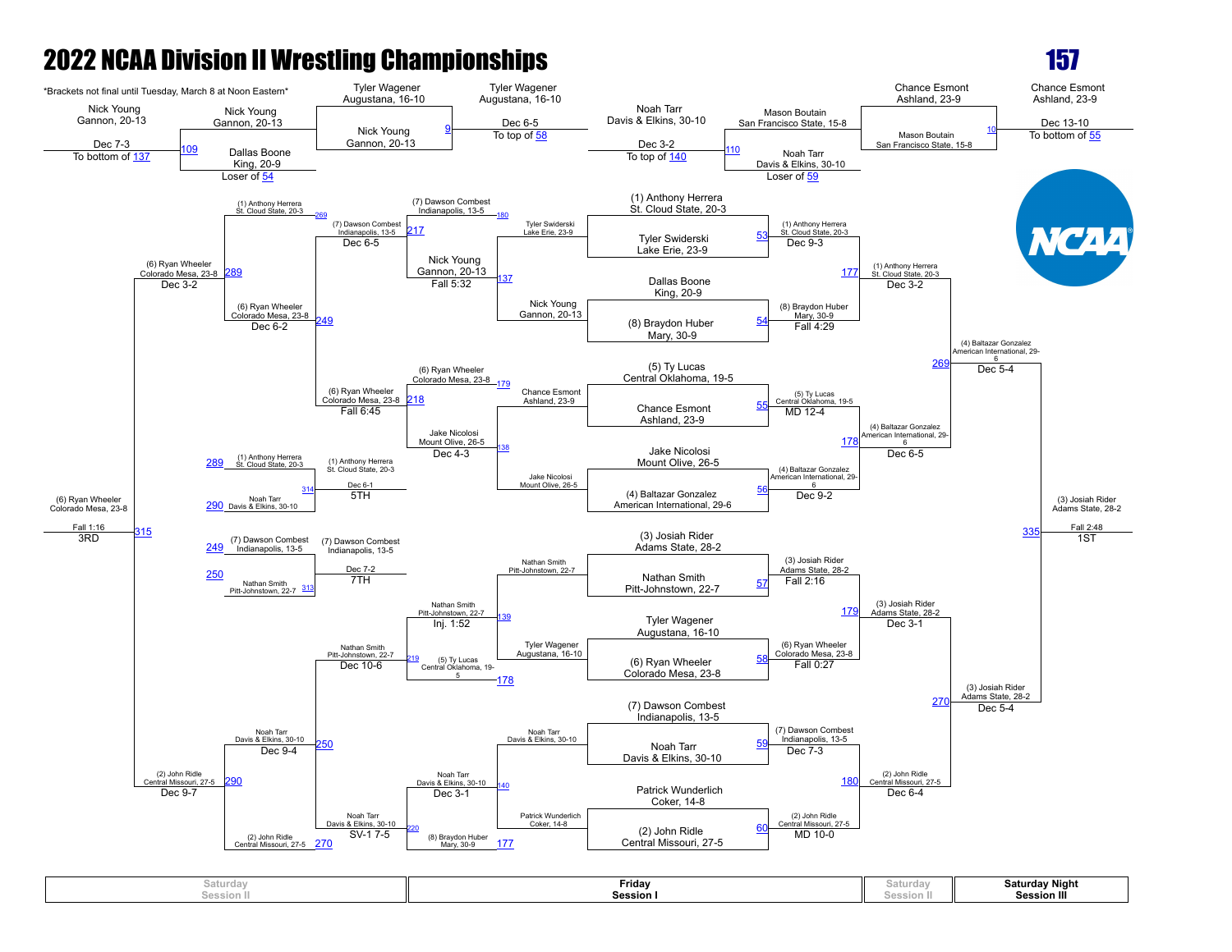# 2022 NCAA Division II Wrestling Championships

## 157

*Brackets not final until Tuesday, March 8 at Noon Eastern*

### Championship Bracket (Friday Session I)

**First Round**

| Bout | Wrestler | Result |
|---|---|---|
| 53 | (1) Anthony Herrera, St. Cloud State, 20-3 vs. Tyler Swiderski, Lake Erie, 23-9 | (1) Anthony Herrera, St. Cloud State, 20-3 — Dec 9-3 |
| 54 | Dallas Boone, King, 20-9 vs. (8) Braydon Huber, Mary, 30-9 | (8) Braydon Huber, Mary, 30-9 — Fall 4:29 |
| 55 | (5) Ty Lucas, Central Oklahoma, 19-5 vs. Chance Esmont, Ashland, 23-9 | (5) Ty Lucas, Central Oklahoma, 19-5 — MD 12-4 |
| 56 | Jake Nicolosi, Mount Olive, 26-5 vs. (4) Baltazar Gonzalez, American International, 29-6 | (4) Baltazar Gonzalez, American International, 29-6 — Dec 9-2 |
| 57 | (3) Josiah Rider, Adams State, 28-2 vs. Nathan Smith, Pitt-Johnstown, 22-7 | (3) Josiah Rider, Adams State, 28-2 — Fall 2:16 |
| 58 | Tyler Wagener, Augustana, 16-10 vs. (6) Ryan Wheeler, Colorado Mesa, 23-8 | (6) Ryan Wheeler, Colorado Mesa, 23-8 — Fall 0:27 |
| 59 | (7) Dawson Combest, Indianapolis, 13-5 vs. Noah Tarr, Davis & Elkins, 30-10 | (7) Dawson Combest, Indianapolis, 13-5 — Dec 7-3 |
| 60 | Patrick Wunderlich, Coker, 14-8 vs. (2) John Ridle, Central Missouri, 27-5 | (2) John Ridle, Central Missouri, 27-5 — MD 10-0 |

**Quarterfinals**

| Bout | Wrestler | Result |
|---|---|---|
| 177 | (1) Anthony Herrera, St. Cloud State, 20-3 vs. (8) Braydon Huber, Mary, 30-9 | (1) Anthony Herrera, St. Cloud State, 20-3 — Dec 3-2 |
| 178 | (5) Ty Lucas, Central Oklahoma, 19-5 vs. (4) Baltazar Gonzalez, American International, 29-6 | (4) Baltazar Gonzalez, American International, 29-6 — Dec 6-5 |
| 179 | (3) Josiah Rider, Adams State, 28-2 vs. (6) Ryan Wheeler, Colorado Mesa, 23-8 | (3) Josiah Rider, Adams State, 28-2 — Dec 3-1 |
| 180 | (7) Dawson Combest, Indianapolis, 13-5 vs. (2) John Ridle, Central Missouri, 27-5 | (2) John Ridle, Central Missouri, 27-5 — Dec 6-4 |

**Semifinals (Saturday Session II)**

| Bout | Wrestler | Result |
|---|---|---|
| 269 | (1) Anthony Herrera, St. Cloud State, 20-3 vs. (4) Baltazar Gonzalez, American International, 29-6 | (4) Baltazar Gonzalez, American International, 29-6 — Dec 5-4 |
| 270 | (3) Josiah Rider, Adams State, 28-2 vs. (2) John Ridle, Central Missouri, 27-5 | (3) Josiah Rider, Adams State, 28-2 — Dec 5-4 |

**Final (Saturday Night Session III)**

| Bout | Wrestler | Result |
|---|---|---|
| 335 | (4) Baltazar Gonzalez, American International, 29-6 vs. (3) Josiah Rider, Adams State, 28-2 | 1ST: (3) Josiah Rider, Adams State, 28-2 — Fall 2:48 |

### Pigtail / Preliminary Bouts

| Bout | Wrestler | Result |
|---|---|---|
| 109 | Nick Young, Gannon, 20-13 vs. Dallas Boone, King, 20-9 (Loser of 54) | Nick Young, Gannon, 20-13 — Dec 7-3 (To bottom of 137) |
| 9 | Tyler Wagener, Augustana, 16-10 vs. Nick Young, Gannon, 20-13 | Tyler Wagener, Augustana, 16-10 — Dec 6-5 (To top of 58) |
| 110 | Mason Boutain, San Francisco State, 15-8 vs. Noah Tarr, Davis & Elkins, 30-10 (Loser of 59) | Noah Tarr, Davis & Elkins, 30-10 — Dec 3-2 (To top of 140) |
| 10 | Chance Esmont, Ashland, 23-9 vs. Mason Boutain, San Francisco State, 15-8 | Chance Esmont, Ashland, 23-9 — Dec 13-10 (To bottom of 55) |

### Consolation Bracket

**Consolation Round 1 (Friday Session I)**

| Bout | Wrestler | Result |
|---|---|---|
| 137 | Tyler Swiderski, Lake Erie, 23-9 vs. Nick Young, Gannon, 20-13 | Nick Young, Gannon, 20-13 — Fall 5:32 |
| 138 | Chance Esmont, Ashland, 23-9 vs. Jake Nicolosi, Mount Olive, 26-5 | Jake Nicolosi, Mount Olive, 26-5 — Dec 4-3 |
| 139 | Nathan Smith, Pitt-Johnstown, 22-7 vs. Tyler Wagener, Augustana, 16-10 | Nathan Smith, Pitt-Johnstown, 22-7 — Inj. 1:52 |
| 140 | Noah Tarr, Davis & Elkins, 30-10 vs. Patrick Wunderlich, Coker, 14-8 | Noah Tarr, Davis & Elkins, 30-10 — Dec 3-1 |

**Consolation Round 2 (Friday Session I)**

| Bout | Wrestler | Result |
|---|---|---|
| 217 | (7) Dawson Combest, Indianapolis, 13-5 (loser 180) vs. Nick Young, Gannon, 20-13 | (7) Dawson Combest, Indianapolis, 13-5 — Dec 6-5 |
| 218 | (6) Ryan Wheeler, Colorado Mesa, 23-8 (loser 179) vs. Jake Nicolosi, Mount Olive, 26-5 | (6) Ryan Wheeler, Colorado Mesa, 23-8 — Fall 6:45 |
| 219 | Nathan Smith, Pitt-Johnstown, 22-7 vs. (5) Ty Lucas, Central Oklahoma, 19-5 (loser 178) | Nathan Smith, Pitt-Johnstown, 22-7 — Dec 10-6 |
| 220 | Noah Tarr, Davis & Elkins, 30-10 vs. (8) Braydon Huber, Mary, 30-9 (loser 177) | Noah Tarr, Davis & Elkins, 30-10 — SV-1 7-5 |

**Consolation Quarterfinals (Saturday Session II)**

| Bout | Wrestler | Result |
|---|---|---|
| 249 | (7) Dawson Combest, Indianapolis, 13-5 vs. (6) Ryan Wheeler, Colorado Mesa, 23-8 | (6) Ryan Wheeler, Colorado Mesa, 23-8 — Dec 6-2 |
| 250 | Nathan Smith, Pitt-Johnstown, 22-7 vs. Noah Tarr, Davis & Elkins, 30-10 | Noah Tarr, Davis & Elkins, 30-10 — Dec 9-4 |

**Consolation Semifinals (Saturday Session II)**

| Bout | Wrestler | Result |
|---|---|---|
| 289 | (1) Anthony Herrera, St. Cloud State, 20-3 (loser 269) vs. (6) Ryan Wheeler, Colorado Mesa, 23-8 | (6) Ryan Wheeler, Colorado Mesa, 23-8 — Dec 3-2 |
| 290 | Noah Tarr, Davis & Elkins, 30-10 vs. (2) John Ridle, Central Missouri, 27-5 (loser 270) | (2) John Ridle, Central Missouri, 27-5 — Dec 9-7 |

**Placement Bouts**

| Bout | Place | Wrestler | Result |
|---|---|---|---|
| 315 | 3RD | (6) Ryan Wheeler, Colorado Mesa, 23-8 vs. (2) John Ridle, Central Missouri, 27-5 | (6) Ryan Wheeler, Colorado Mesa, 23-8 — Fall 1:16 |
| 314 | 5TH | (1) Anthony Herrera, St. Cloud State, 20-3 (289) vs. Noah Tarr, Davis & Elkins, 30-10 (290) | (1) Anthony Herrera, St. Cloud State, 20-3 — Dec 6-1 |
| 313 | 7TH | (7) Dawson Combest, Indianapolis, 13-5 (249) vs. Nathan Smith, Pitt-Johnstown, 22-7 (250) | (7) Dawson Combest, Indianapolis, 13-5 — Dec 7-2 |

Saturday Session II | Friday Session I | Saturday Session II | Saturday Night Session III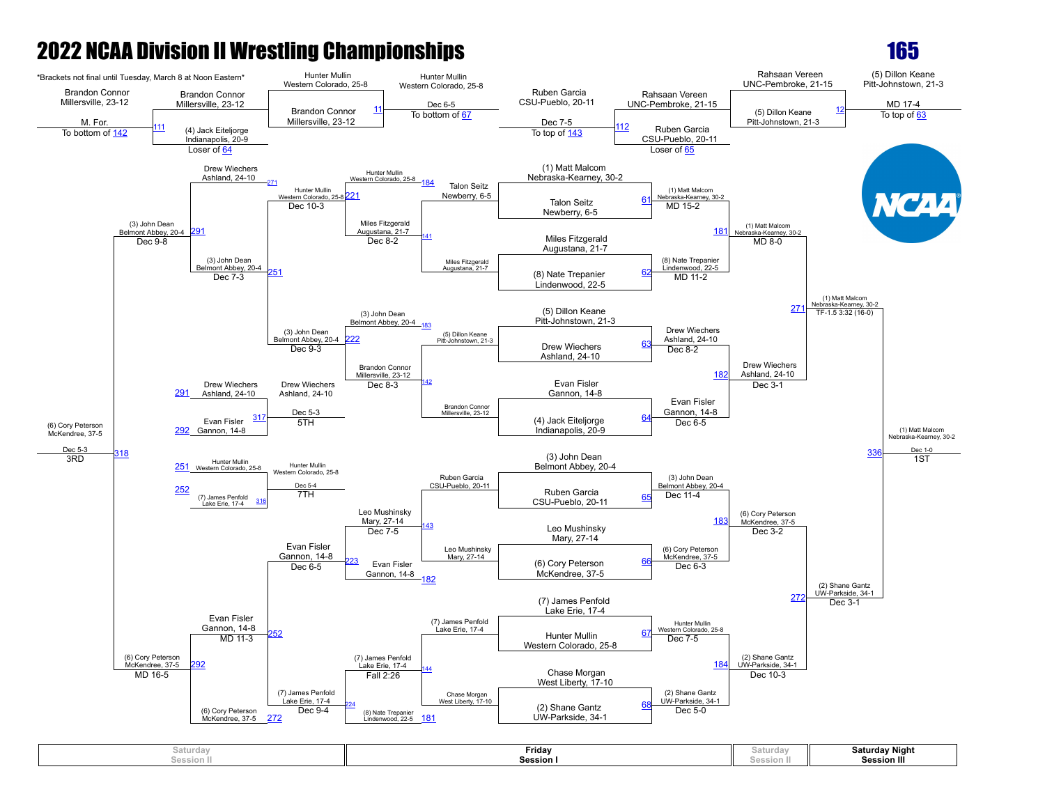# 2022 NCAA Division II Wrestling Championships

## 165

*Brackets not final until Tuesday, March 8 at Noon Eastern*

### Pigtail / Preliminary Matches

- **Bout 111:** Brandon Connor, Millersville, 23-12 vs. (4) Jack Eiteljorge, Indianapolis, 20-9 (Loser of 64) — Winner: Brandon Connor, Millersville, 23-12 — M. For. — To bottom of 142
- **Bout 11:** Hunter Mullin, Western Colorado, 25-8 vs. Brandon Connor, Millersville, 23-12 — Winner: Hunter Mullin, Western Colorado, 25-8 — Dec 6-5 — To bottom of 67
- **Bout 112:** Rahsaan Vereen, UNC-Pembroke, 21-15 vs. Ruben Garcia, CSU-Pueblo, 20-11 (Loser of 65) — Winner: Ruben Garcia, CSU-Pueblo, 20-11 — Dec 7-5 — To top of 143
- **Bout 12:** Rahsaan Vereen, UNC-Pembroke, 21-15 vs. (5) Dillon Keane, Pitt-Johnstown, 21-3 — Winner: (5) Dillon Keane, Pitt-Johnstown, 21-3 — MD 17-4 — To top of 63

### Championship Bracket (Friday Session I / Saturday Session II / Saturday Night Session III)

**First Round**

| Bout | Wrestler | Wrestler | Winner | Result |
|---|---|---|---|---|
| 61 | (1) Matt Malcom, Nebraska-Kearney, 30-2 | Talon Seitz, Newberry, 6-5 | (1) Matt Malcom, Nebraska-Kearney, 30-2 | MD 15-2 |
| 62 | Miles Fitzgerald, Augustana, 21-7 | (8) Nate Trepanier, Lindenwood, 22-5 | (8) Nate Trepanier, Lindenwood, 22-5 | MD 11-2 |
| 63 | (5) Dillon Keane, Pitt-Johnstown, 21-3 | Drew Wiechers, Ashland, 24-10 | Drew Wiechers, Ashland, 24-10 | Dec 8-2 |
| 64 | Evan Fisler, Gannon, 14-8 | (4) Jack Eiteljorge, Indianapolis, 20-9 | Evan Fisler, Gannon, 14-8 | Dec 6-5 |
| 65 | (3) John Dean, Belmont Abbey, 20-4 | Ruben Garcia, CSU-Pueblo, 20-11 | (3) John Dean, Belmont Abbey, 20-4 | Dec 11-4 |
| 66 | Leo Mushinsky, Mary, 27-14 | (6) Cory Peterson, McKendree, 37-5 | (6) Cory Peterson, McKendree, 37-5 | Dec 6-3 |
| 67 | (7) James Penfold, Lake Erie, 17-4 | Hunter Mullin, Western Colorado, 25-8 | Hunter Mullin, Western Colorado, 25-8 | Dec 7-5 |
| 68 | Chase Morgan, West Liberty, 17-10 | (2) Shane Gantz, UW-Parkside, 34-1 | (2) Shane Gantz, UW-Parkside, 34-1 | Dec 5-0 |

**Quarterfinals**

| Bout | Winner | Result |
|---|---|---|
| 181 | (1) Matt Malcom, Nebraska-Kearney, 30-2 | MD 8-0 |
| 182 | Drew Wiechers, Ashland, 24-10 | Dec 3-1 |
| 183 | (6) Cory Peterson, McKendree, 37-5 | Dec 3-2 |
| 184 | (2) Shane Gantz, UW-Parkside, 34-1 | Dec 10-3 |

**Semifinals**

| Bout | Winner | Result |
|---|---|---|
| 271 | (1) Matt Malcom, Nebraska-Kearney, 30-2 | TF-1.5 3:32 (16-0) |
| 272 | (2) Shane Gantz, UW-Parkside, 34-1 | Dec 3-1 |

**Final**

| Bout | Winner | Result | Place |
|---|---|---|---|
| 336 | (1) Matt Malcom, Nebraska-Kearney, 30-2 | Dec 1-0 | 1ST |

### Consolation Bracket

**First Round Consolation**

| Bout | Wrestlers | Winner | Result |
|---|---|---|---|
| 141 | Talon Seitz, Newberry, 6-5 vs. Miles Fitzgerald, Augustana, 21-7 | Miles Fitzgerald, Augustana, 21-7 | |
| 142 | (5) Dillon Keane, Pitt-Johnstown, 21-3 vs. Brandon Connor, Millersville, 23-12 | Brandon Connor, Millersville, 23-12 | |
| 143 | Ruben Garcia, CSU-Pueblo, 20-11 vs. Leo Mushinsky, Mary, 27-14 | Leo Mushinsky, Mary, 27-14 | |
| 144 | (7) James Penfold, Lake Erie, 17-4 vs. Chase Morgan, West Liberty, 17-10 | (7) James Penfold, Lake Erie, 17-4 | |

**Second Round Consolation**

| Bout | Wrestlers | Winner | Result |
|---|---|---|---|
| 221 | Hunter Mullin, Western Colorado, 25-8 (184) vs. Miles Fitzgerald, Augustana, 21-7 | Hunter Mullin, Western Colorado, 25-8 | Dec 8-2 |
| 222 | (3) John Dean, Belmont Abbey, 20-4 (183) vs. Brandon Connor, Millersville, 23-12 | (3) John Dean, Belmont Abbey, 20-4 | Dec 8-3 |
| 223 | Leo Mushinsky, Mary, 27-14 vs. Evan Fisler, Gannon, 14-8 (182) | Evan Fisler, Gannon, 14-8 | Dec 7-5 |
| 224 | (7) James Penfold, Lake Erie, 17-4 vs. (8) Nate Trepanier, Lindenwood, 22-5 (181) | (7) James Penfold, Lake Erie, 17-4 | Fall 2:26 |

**Consolation Quarterfinals**

| Bout | Wrestlers | Winner | Result |
|---|---|---|---|
| 251 | Hunter Mullin, Western Colorado, 25-8 vs. (3) John Dean, Belmont Abbey, 20-4 | (3) John Dean, Belmont Abbey, 20-4 | Dec 10-3 |
| 252 | Evan Fisler, Gannon, 14-8 vs. (7) James Penfold, Lake Erie, 17-4 | Evan Fisler, Gannon, 14-8 | Dec 6-5 |

**Consolation Semifinals**

| Bout | Wrestlers | Winner | Result |
|---|---|---|---|
| 291 | Drew Wiechers, Ashland, 24-10 (271) vs. (3) John Dean, Belmont Abbey, 20-4 | (3) John Dean, Belmont Abbey, 20-4 | Dec 7-3 |
| 292 | Evan Fisler, Gannon, 14-8 vs. (6) Cory Peterson, McKendree, 37-5 (272) | (6) Cory Peterson, McKendree, 37-5 | MD 11-3 |

**Placement Matches**

| Bout | Wrestlers | Winner | Result | Place |
|---|---|---|---|---|
| 318 | (3) John Dean, Belmont Abbey, 20-4 vs. (6) Cory Peterson, McKendree, 37-5 | (6) Cory Peterson, McKendree, 37-5 | Dec 5-3 | 3RD |
| 317 | Drew Wiechers, Ashland, 24-10 vs. Evan Fisler, Gannon, 14-8 | Drew Wiechers, Ashland, 24-10 | Dec 5-3 | 5TH |
| 316 | Hunter Mullin, Western Colorado, 25-8 vs. (7) James Penfold, Lake Erie, 17-4 | Hunter Mullin, Western Colorado, 25-8 | Dec 5-4 | 7TH |

Additional consolation bracket results: (3) John Dean, Belmont Abbey, 20-4 — Dec 9-8 (Bout 291); (6) Cory Peterson, McKendree, 37-5 — MD 16-5 (Bout 292); Drew Wiechers — Dec 9-3 (Bout 222 line); (7) James Penfold — Dec 9-4 (Bout 224 line).

| Saturday Session II | Friday Session I | Saturday Session II | Saturday Night Session III |
|---|---|---|---|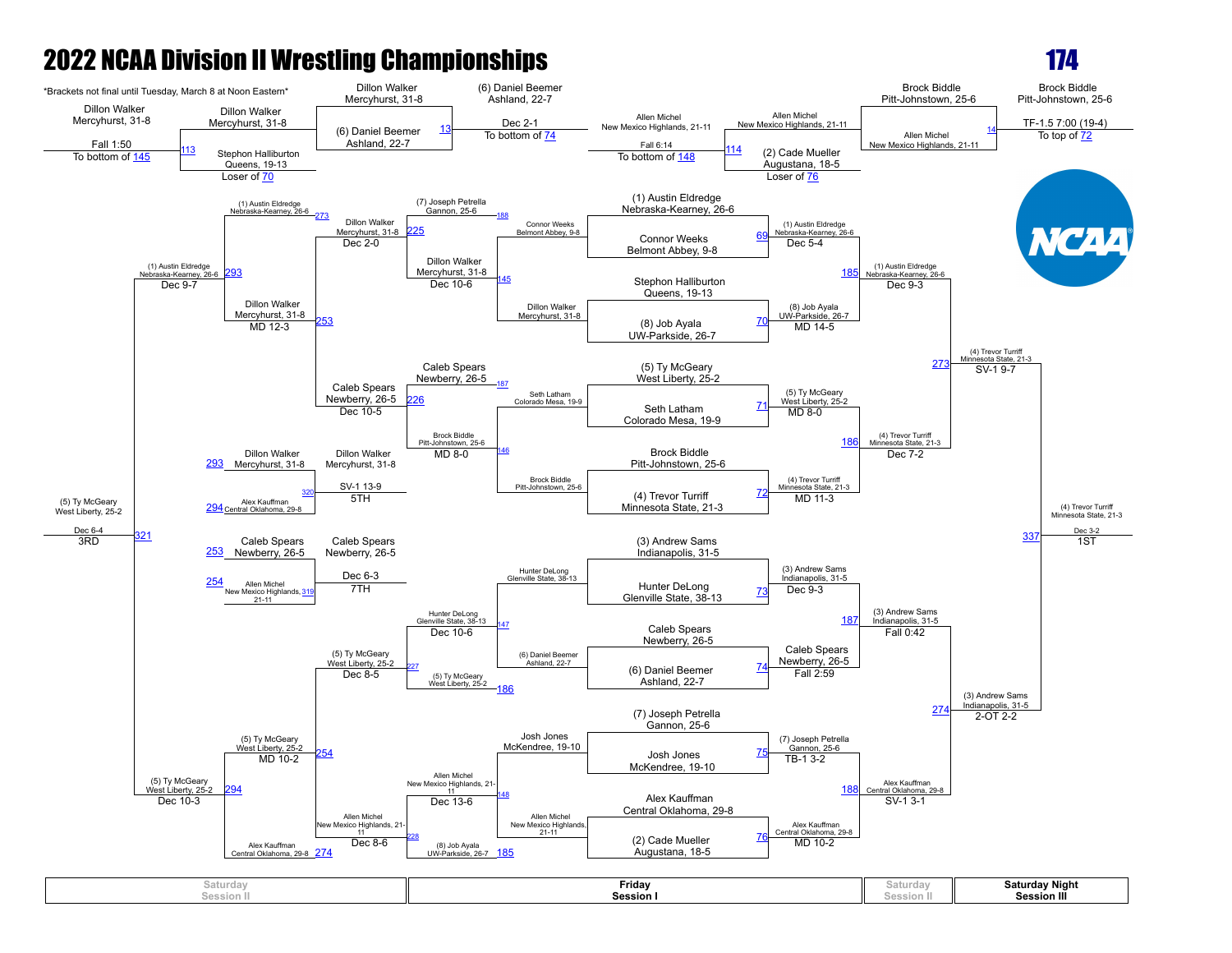# 2022 NCAA Division II Wrestling Championships

## 174

*Brackets not final until Tuesday, March 8 at Noon Eastern*

### Championship Bracket (Friday Session I / Saturday Night Session III)

**First Round (Bout #)**

| Bout | Wrestler 1 | Wrestler 2 | Result |
|---|---|---|---|
| 69 | (1) Austin Eldredge, Nebraska-Kearney, 26-6 | Connor Weeks, Belmont Abbey, 9-8 | (1) Austin Eldredge, Nebraska-Kearney, 26-6 — Dec 5-4 |
| 70 | Stephon Halliburton, Queens, 19-13 | (8) Job Ayala, UW-Parkside, 26-7 | (8) Job Ayala, UW-Parkside, 26-7 — MD 14-5 |
| 71 | (5) Ty McGeary, West Liberty, 25-2 | Seth Latham, Colorado Mesa, 19-9 | (5) Ty McGeary, West Liberty, 25-2 — MD 8-0 |
| 72 | Brock Biddle, Pitt-Johnstown, 25-6 | (4) Trevor Turriff, Minnesota State, 21-3 | (4) Trevor Turriff, Minnesota State, 21-3 — MD 11-3 |
| 73 | (3) Andrew Sams, Indianapolis, 31-5 | Hunter DeLong, Glenville State, 38-13 | (3) Andrew Sams, Indianapolis, 31-5 — Dec 9-3 |
| 74 | Caleb Spears, Newberry, 26-5 | (6) Daniel Beemer, Ashland, 22-7 | Caleb Spears, Newberry, 26-5 — Fall 2:59 |
| 75 | (7) Joseph Petrella, Gannon, 25-6 | Josh Jones, McKendree, 19-10 | (7) Joseph Petrella, Gannon, 25-6 — TB-1 3-2 |
| 76 | Alex Kauffman, Central Oklahoma, 29-8 | (2) Cade Mueller, Augustana, 18-5 | Alex Kauffman, Central Oklahoma, 29-8 — MD 10-2 |

**Quarterfinals**

| Bout | Result |
|---|---|
| 185 | (1) Austin Eldredge, Nebraska-Kearney, 26-6 — Dec 9-3 |
| 186 | (4) Trevor Turriff, Minnesota State, 21-3 — Dec 7-2 |
| 187 | (3) Andrew Sams, Indianapolis, 31-5 — Fall 0:42 |
| 188 | Alex Kauffman, Central Oklahoma, 29-8 — SV-1 3-1 |

**Semifinals**

| Bout | Result |
|---|---|
| 273 | (4) Trevor Turriff, Minnesota State, 21-3 — SV-1 9-7 |
| 274 | (3) Andrew Sams, Indianapolis, 31-5 — 2-OT 2-2 |

**Final**

| Bout | Result |
|---|---|
| 337 | (4) Trevor Turriff, Minnesota State, 21-3 — Dec 3-2 — 1ST |

### Consolation Bracket (Friday Session I / Saturday Session II)

**Pigtails**

| Bout | Wrestlers | Result |
|---|---|---|
| 113 | Dillon Walker, Mercyhurst, 31-8 (Fall 1:50, To bottom of 145) vs. Stephon Halliburton, Queens, 19-13 (Loser of 70) | Dillon Walker, Mercyhurst, 31-8 |
| 13 | Dillon Walker, Mercyhurst, 31-8 vs. (6) Daniel Beemer, Ashland, 22-7 | (6) Daniel Beemer, Ashland, 22-7 — Dec 2-1 — To bottom of 74 |
| 114 | Allen Michel, New Mexico Highlands, 21-11 (Fall 6:14, To bottom of 148) vs. (2) Cade Mueller, Augustana, 18-5 (Loser of 76) | Allen Michel, New Mexico Highlands, 21-11 |
| 14 | Brock Biddle, Pitt-Johnstown, 25-6 vs. Allen Michel, New Mexico Highlands, 21-11 | Brock Biddle, Pitt-Johnstown, 25-6 — TF-1.5 7:00 (19-4) — To top of 72 |

**Consolation Rounds**

| Bout | Wrestler 1 | Wrestler 2 | Result |
|---|---|---|---|
| 145 | Connor Weeks, Belmont Abbey, 9-8 | Dillon Walker, Mercyhurst, 31-8 | Dillon Walker, Mercyhurst, 31-8 — Dec 10-6 |
| 146 | Seth Latham, Colorado Mesa, 19-9 | Brock Biddle, Pitt-Johnstown, 25-6 | Brock Biddle, Pitt-Johnstown, 25-6 — MD 8-0 |
| 147 | Hunter DeLong, Glenville State, 38-13 | (6) Daniel Beemer, Ashland, 22-7 | Hunter DeLong, Glenville State, 38-13 — Dec 10-6 |
| 148 | Josh Jones, McKendree, 19-10 | Allen Michel, New Mexico Highlands, 21-11 | Allen Michel, New Mexico Highlands, 21-11 — Dec 13-6 |
| 225 | (7) Joseph Petrella, Gannon, 25-6 (188) | Dillon Walker, Mercyhurst, 31-8 | Dillon Walker, Mercyhurst, 31-8 — Dec 2-0 |
| 226 | Caleb Spears, Newberry, 26-5 (187) | Brock Biddle, Pitt-Johnstown, 25-6 | Caleb Spears, Newberry, 26-5 — Dec 10-5 |
| 227 | Hunter DeLong, Glenville State, 38-13 | (5) Ty McGeary, West Liberty, 25-2 (186) | (5) Ty McGeary, West Liberty, 25-2 — Dec 8-5 |
| 228 | Allen Michel, New Mexico Highlands, 21-11 | (8) Job Ayala, UW-Parkside, 26-7 (185) | Allen Michel, New Mexico Highlands, 21-11 — Dec 8-6 |
| 253 | (1) Austin Eldredge, Nebraska-Kearney, 26-6 (273) | Dillon Walker, Mercyhurst, 31-8 | Dillon Walker, Mercyhurst, 31-8 — MD 12-3 |
| 254 | (5) Ty McGeary, West Liberty, 25-2 | Allen Michel, New Mexico Highlands, 21-11 | (5) Ty McGeary, West Liberty, 25-2 — MD 10-2 |
| 293 | (1) Austin Eldredge, Nebraska-Kearney, 26-6 | Dillon Walker, Mercyhurst, 31-8 | (1) Austin Eldredge, Nebraska-Kearney, 26-6 — Dec 9-7 |
| 294 | (5) Ty McGeary, West Liberty, 25-2 | Alex Kauffman, Central Oklahoma, 29-8 (274) | (5) Ty McGeary, West Liberty, 25-2 — Dec 10-3 |

**Placement Bouts**

| Bout | Wrestler 1 | Wrestler 2 | Result |
|---|---|---|---|
| 321 (3rd) | (1) Austin Eldredge, Nebraska-Kearney, 26-6 (293) | (5) Ty McGeary, West Liberty, 25-2 (294) | (5) Ty McGeary, West Liberty, 25-2 — Dec 6-4 — 3RD |
| 320 (5th) | Dillon Walker, Mercyhurst, 31-8 (293) | Alex Kauffman, Central Oklahoma, 29-8 (294) | Dillon Walker, Mercyhurst, 31-8 — SV-1 13-9 — 5TH |
| 319 (7th) | Caleb Spears, Newberry, 26-5 (253) | Allen Michel, New Mexico Highlands, 21-11 (254) | Caleb Spears, Newberry, 26-5 — Dec 6-3 — 7TH |

| Saturday Session II | Friday Session I | Saturday Session II | Saturday Night Session III |
|---|---|---|---|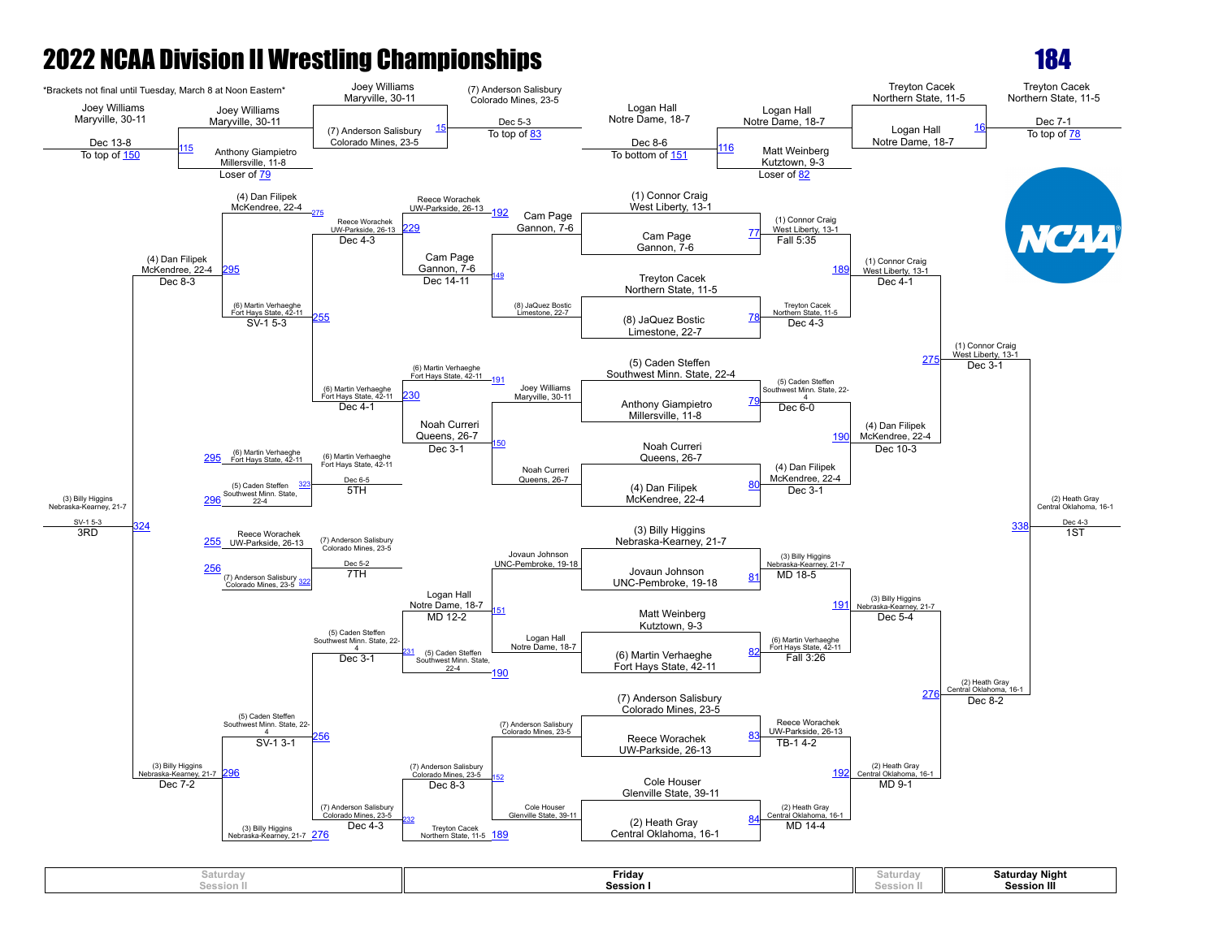# 2022 NCAA Division II Wrestling Championships

**184**

*Brackets not final until Tuesday, March 8 at Noon Eastern*

## Championship Bracket

### First Round (Friday Session I)

| Bout | Wrestler | Result |
|---|---|---|
| 77 | (1) Connor Craig, West Liberty, 13-1 vs Cam Page, Gannon, 7-6 | (1) Connor Craig, West Liberty, 13-1 — Fall 5:35 |
| 78 | Treyton Cacek, Northern State, 11-5 vs (8) JaQuez Bostic, Limestone, 22-7 | Treyton Cacek, Northern State, 11-5 — Dec 4-3 |
| 79 | (5) Caden Steffen, Southwest Minn. State, 22-4 vs Anthony Giampietro, Millersville, 11-8 | (5) Caden Steffen, Southwest Minn. State, 22-4 — Dec 6-0 |
| 80 | Noah Curreri, Queens, 26-7 vs (4) Dan Filipek, McKendree, 22-4 | (4) Dan Filipek, McKendree, 22-4 — Dec 3-1 |
| 81 | (3) Billy Higgins, Nebraska-Kearney, 21-7 vs Jovaun Johnson, UNC-Pembroke, 19-18 | (3) Billy Higgins, Nebraska-Kearney, 21-7 — MD 18-5 |
| 82 | Matt Weinberg, Kutztown, 9-3 vs (6) Martin Verhaeghe, Fort Hays State, 42-11 | (6) Martin Verhaeghe, Fort Hays State, 42-11 — Fall 3:26 |
| 83 | (7) Anderson Salisbury, Colorado Mines, 23-5 vs Reece Worachek, UW-Parkside, 26-13 | Reece Worachek, UW-Parkside, 26-13 — TB-1 4-2 |
| 84 | Cole Houser, Glenville State, 39-11 vs (2) Heath Gray, Central Oklahoma, 16-1 | (2) Heath Gray, Central Oklahoma, 16-1 — MD 14-4 |

### Quarterfinals

| Bout | Winner |
|---|---|
| 189 | (1) Connor Craig, West Liberty, 13-1 — Dec 4-1 |
| 190 | (4) Dan Filipek, McKendree, 22-4 — Dec 10-3 |
| 191 | (3) Billy Higgins, Nebraska-Kearney, 21-7 — Dec 5-4 |
| 192 | (2) Heath Gray, Central Oklahoma, 16-1 — MD 9-1 |

### Semifinals

| Bout | Winner |
|---|---|
| 275 | (1) Connor Craig, West Liberty, 13-1 — Dec 3-1 |
| 276 | (2) Heath Gray, Central Oklahoma, 16-1 — Dec 8-2 |

### Final (Saturday Night Session III)

| Bout | Result |
|---|---|
| 338 | (2) Heath Gray, Central Oklahoma, 16-1 — Dec 4-3 — **1ST** |

## Consolation Bracket

### First Consolation Round (Friday Session I)

| Bout | Wrestlers | Result |
|---|---|---|
| 149 | Cam Page, Gannon, 7-6 vs (8) JaQuez Bostic, Limestone, 22-7 | Cam Page, Gannon, 7-6 |
| 150 | Joey Williams, Maryville, 30-11 vs Noah Curreri, Queens, 26-7 | Noah Curreri, Queens, 26-7 |
| 151 | Jovaun Johnson, UNC-Pembroke, 19-18 vs Logan Hall, Notre Dame, 18-7 | Logan Hall, Notre Dame, 18-7 |
| 152 | (7) Anderson Salisbury, Colorado Mines, 23-5 vs Cole Houser, Glenville State, 39-11 | (7) Anderson Salisbury, Colorado Mines, 23-5 |

### Pigtail / Preliminary Consolation

| Bout | Wrestlers | Result |
|---|---|---|
| 115 | Joey Williams, Maryville, 30-11 vs Anthony Giampietro, Millersville, 11-8 (Loser of 79) | Joey Williams, Maryville, 30-11 — Dec 13-8 (To top of 150) |
| 15 | Joey Williams, Maryville, 30-11 vs (7) Anderson Salisbury, Colorado Mines, 23-5 | (7) Anderson Salisbury, Colorado Mines, 23-5 — Dec 5-3 (To top of 83) |
| 116 | Logan Hall, Notre Dame, 18-7 vs Matt Weinberg, Kutztown, 9-3 (Loser of 82) | Logan Hall, Notre Dame, 18-7 — Dec 8-6 (To bottom of 151) |
| 16 | Logan Hall, Notre Dame, 18-7 vs Treyton Cacek, Northern State, 11-5 | Treyton Cacek, Northern State, 11-5 — Dec 7-1 (To top of 78) |

### Second Consolation Round (Saturday Session II)

| Bout | Wrestlers | Result |
|---|---|---|
| 229 | Reece Worachek, UW-Parkside, 26-13 (from 192) vs Cam Page, Gannon, 7-6 | Reece Worachek, UW-Parkside, 26-13 — Dec 4-3 |
| 230 | (6) Martin Verhaeghe, Fort Hays State, 42-11 (from 191) vs Noah Curreri, Queens, 26-7 | (6) Martin Verhaeghe, Fort Hays State, 42-11 — Dec 4-1 |
| 231 | Logan Hall, Notre Dame, 18-7 vs (5) Caden Steffen, Southwest Minn. State, 22-4 (from 190) | (5) Caden Steffen, Southwest Minn. State, 22-4 — Dec 3-1 |
| 232 | (7) Anderson Salisbury, Colorado Mines, 23-5 vs Treyton Cacek, Northern State, 11-5 (from 189) | (7) Anderson Salisbury, Colorado Mines, 23-5 — Dec 4-3 |

Previous results shown: Cam Page, Gannon, 7-6 — Dec 14-11; Noah Curreri, Queens, 26-7 — Dec 3-1; Logan Hall, Notre Dame, 18-7 — MD 12-2; (7) Anderson Salisbury, Colorado Mines, 23-5 — Dec 8-3.

### Consolation Quarterfinals

| Bout | Wrestlers | Result |
|---|---|---|
| 255 | (4) Dan Filipek, McKendree, 22-4 (from 275) vs (6) Martin Verhaeghe, Fort Hays State, 42-11 | (6) Martin Verhaeghe, Fort Hays State, 42-11 — SV-1 5-3 |
| 256 | (5) Caden Steffen, Southwest Minn. State, 22-4 vs (3) Billy Higgins, Nebraska-Kearney, 21-7 (from 276) | (5) Caden Steffen, Southwest Minn. State, 22-4 — SV-1 3-1 |

### Consolation Semifinals

| Bout | Winner |
|---|---|
| 295 | (4) Dan Filipek, McKendree, 22-4 — Dec 8-3 |
| 296 | (3) Billy Higgins, Nebraska-Kearney, 21-7 — Dec 7-2 |

### Placement Matches

| Bout | Wrestlers | Result |
|---|---|---|
| 324 | (4) Dan Filipek, McKendree vs (3) Billy Higgins, Nebraska-Kearney | (3) Billy Higgins, Nebraska-Kearney, 21-7 — SV-1 5-3 — **3RD** |
| 323 | (6) Martin Verhaeghe, Fort Hays State, 42-11 (295) vs (5) Caden Steffen, Southwest Minn. State, 22-4 (296) | (6) Martin Verhaeghe, Fort Hays State, 42-11 — Dec 6-5 — **5TH** |
| 322 | Reece Worachek, UW-Parkside, 26-13 (255) vs (7) Anderson Salisbury, Colorado Mines, 23-5 (256) | (7) Anderson Salisbury, Colorado Mines, 23-5 — Dec 5-2 — **7TH** |

| Saturday Session II | Friday Session I | Saturday Session II | Saturday Night Session III |
|---|---|---|---|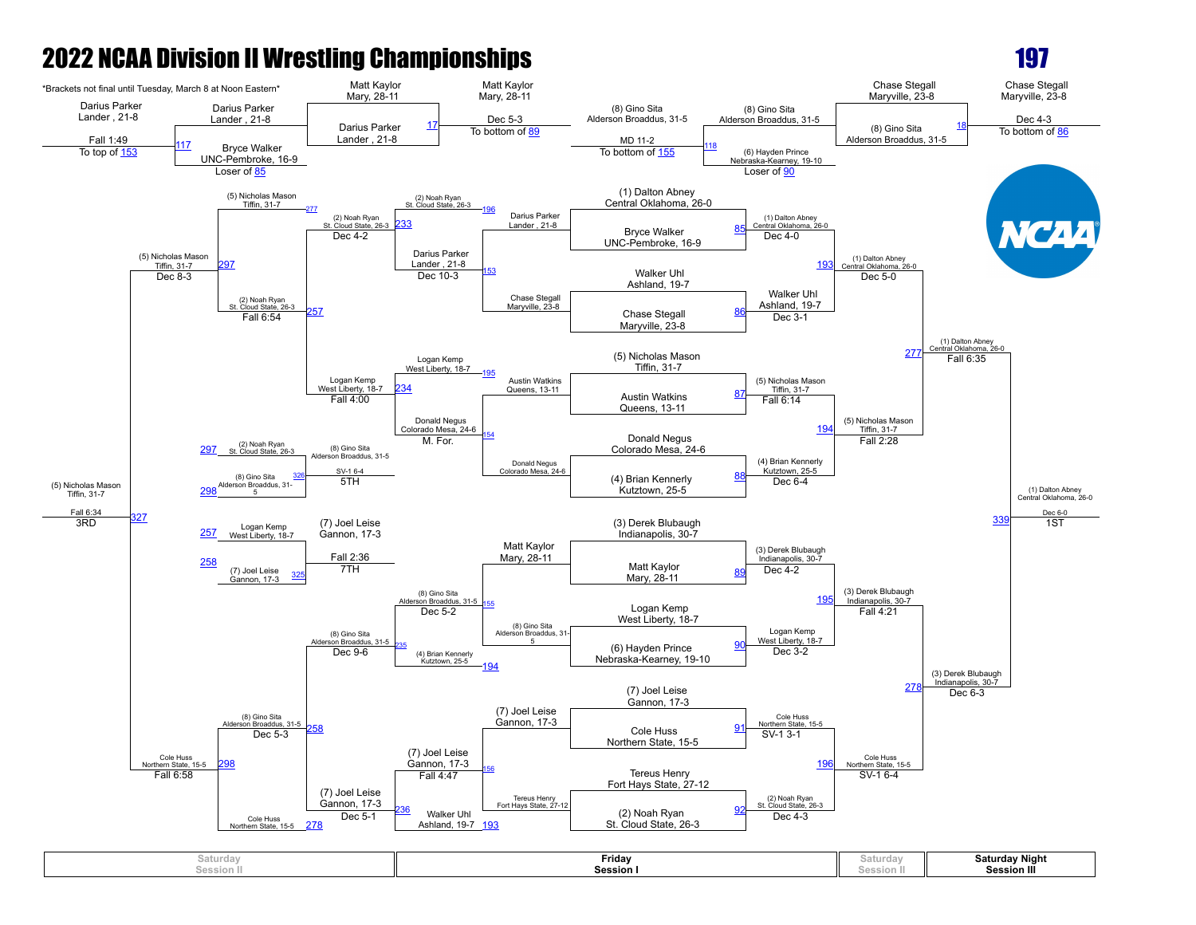# 2022 NCAA Division II Wrestling Championships

## 197

*Brackets not final until Tuesday, March 8 at Noon Eastern*

### Championship Bracket (Friday Session I / Saturday Session II / Saturday Night Session III)

**First Round (Friday Session I)**

| Bout | Wrestler 1 | Wrestler 2 | Winner | Result |
|---|---|---|---|---|
| 85 | (1) Dalton Abney, Central Oklahoma, 26-0 | Bryce Walker, UNC-Pembroke, 16-9 | (1) Dalton Abney, Central Oklahoma, 26-0 | Dec 4-0 |
| 86 | Walker Uhl, Ashland, 19-7 | Chase Stegall, Maryville, 23-8 | Walker Uhl, Ashland, 19-7 | Dec 3-1 |
| 87 | (5) Nicholas Mason, Tiffin, 31-7 | Austin Watkins, Queens, 13-11 | (5) Nicholas Mason, Tiffin, 31-7 | Fall 6:14 |
| 88 | Donald Negus, Colorado Mesa, 24-6 | (4) Brian Kennerly, Kutztown, 25-5 | (4) Brian Kennerly, Kutztown, 25-5 | Dec 6-4 |
| 89 | (3) Derek Blubaugh, Indianapolis, 30-7 | Matt Kaylor, Mary, 28-11 | (3) Derek Blubaugh, Indianapolis, 30-7 | Dec 4-2 |
| 90 | Logan Kemp, West Liberty, 18-7 | (6) Hayden Prince, Nebraska-Kearney, 19-10 | Logan Kemp, West Liberty, 18-7 | Dec 3-2 |
| 91 | (7) Joel Leise, Gannon, 17-3 | Cole Huss, Northern State, 15-5 | Cole Huss, Northern State, 15-5 | SV-1 3-1 |
| 92 | Tereus Henry, Fort Hays State, 27-12 | (2) Noah Ryan, St. Cloud State, 26-3 | (2) Noah Ryan, St. Cloud State, 26-3 | Dec 4-3 |

**Quarterfinals**

| Bout | Winner | Result |
|---|---|---|
| 193 | (1) Dalton Abney, Central Oklahoma, 26-0 | Dec 5-0 |
| 194 | (5) Nicholas Mason, Tiffin, 31-7 | Fall 2:28 |
| 195 | (3) Derek Blubaugh, Indianapolis, 30-7 | Fall 4:21 |
| 196 | Cole Huss, Northern State, 15-5 | SV-1 6-4 |

**Semifinals**

| Bout | Winner | Result |
|---|---|---|
| 277 | (1) Dalton Abney, Central Oklahoma, 26-0 | Fall 6:35 |
| 278 | (3) Derek Blubaugh, Indianapolis, 30-7 | Dec 6-3 |

**Final**

| Bout | Winner | Result | Place |
|---|---|---|---|
| 339 | (1) Dalton Abney, Central Oklahoma, 26-0 | Dec 6-0 | 1ST |

### Consolation Bracket

**Pigtail / Preliminary**

| Bout | Wrestlers | Winner | Result |
|---|---|---|---|
| 117 | Darius Parker, Lander, 21-8 (Fall 1:49, To top of 153); Bryce Walker, UNC-Pembroke, 16-9 (Loser of 85) | Darius Parker, Lander, 21-8 | |
| 17 | Matt Kaylor, Mary, 28-11; Darius Parker, Lander, 21-8 | Matt Kaylor, Mary, 28-11 | Dec 5-3 (To bottom of 89) |
| 118 | (8) Gino Sita, Alderson Broaddus, 31-5 (MD 11-2, To bottom of 155); (6) Hayden Prince, Nebraska-Kearney, 19-10 (Loser of 90) | (8) Gino Sita, Alderson Broaddus, 31-5 | |
| 18 | Chase Stegall, Maryville, 23-8; (8) Gino Sita, Alderson Broaddus, 31-5 | Chase Stegall, Maryville, 23-8 | Dec 4-3 (To bottom of 86) |

**Consolation Round 1 (Friday Session I)**

| Bout | Wrestler 1 | Wrestler 2 | Winner | Result |
|---|---|---|---|---|
| 153 | Darius Parker, Lander, 21-8 | Chase Stegall, Maryville, 23-8 | Darius Parker, Lander, 21-8 | Dec 10-3 |
| 154 | Austin Watkins, Queens, 13-11 | Donald Negus, Colorado Mesa, 24-6 | Donald Negus, Colorado Mesa, 24-6 | M. For. |
| 155 | Matt Kaylor, Mary, 28-11 | (8) Gino Sita, Alderson Broaddus, 31-5 | (8) Gino Sita, Alderson Broaddus, 31-5 | Dec 5-2 |
| 156 | (7) Joel Leise, Gannon, 17-3 | Tereus Henry, Fort Hays State, 27-12 | (7) Joel Leise, Gannon, 17-3 | Fall 4:47 |

**Consolation Round 2**

| Bout | Wrestler 1 | Wrestler 2 | Winner | Result |
|---|---|---|---|---|
| 233 | Darius Parker, Lander, 21-8 | (2) Noah Ryan, St. Cloud State, 26-3 (from 196) | (2) Noah Ryan, St. Cloud State, 26-3 | Dec 4-2 |
| 234 | Donald Negus, Colorado Mesa, 24-6 | Logan Kemp, West Liberty, 18-7 (from 195) | Logan Kemp, West Liberty, 18-7 | Fall 4:00 |
| 235 | (8) Gino Sita, Alderson Broaddus, 31-5 | (4) Brian Kennerly, Kutztown, 25-5 (from 194) | (8) Gino Sita, Alderson Broaddus, 31-5 | Dec 9-6 |
| 236 | (7) Joel Leise, Gannon, 17-3 | Walker Uhl, Ashland, 19-7 (from 193) | (7) Joel Leise, Gannon, 17-3 | Dec 5-1 |

**Consolation Quarterfinals (Saturday Session II)**

| Bout | Wrestler 1 | Wrestler 2 | Winner | Result |
|---|---|---|---|---|
| 257 | (5) Nicholas Mason, Tiffin, 31-7 (from 277) | (2) Noah Ryan, St. Cloud State, 26-3 | (2) Noah Ryan, St. Cloud State, 26-3 | Fall 6:54 |
| 258 | (8) Gino Sita, Alderson Broaddus, 31-5 | (7) Joel Leise, Gannon, 17-3 | (8) Gino Sita, Alderson Broaddus, 31-5 | Dec 5-3 |

**Consolation Semifinals**

| Bout | Winner | Result |
|---|---|---|
| 297 | (5) Nicholas Mason, Tiffin, 31-7 | Dec 8-3 |
| 298 | Cole Huss, Northern State, 15-5 | Fall 6:58 |

### Placement Matches

| Bout | Wrestler 1 | Wrestler 2 | Winner | Result | Place |
|---|---|---|---|---|---|
| 327 | (5) Nicholas Mason, Tiffin, 31-7 | Cole Huss, Northern State, 15-5 | (5) Nicholas Mason, Tiffin, 31-7 | Fall 6:34 | 3RD |
| 326 | (2) Noah Ryan, St. Cloud State, 26-3 (297) | (8) Gino Sita, Alderson Broaddus, 31-5 (298) | (8) Gino Sita, Alderson Broaddus, 31-5 | SV-1 6-4 | 5TH |
| 325 | Logan Kemp, West Liberty, 18-7 (257) | (7) Joel Leise, Gannon, 17-3 (258) | (7) Joel Leise, Gannon, 17-3 | Fall 2:36 | 7TH |

Saturday Session II | Friday Session I | Saturday Session II | Saturday Night Session III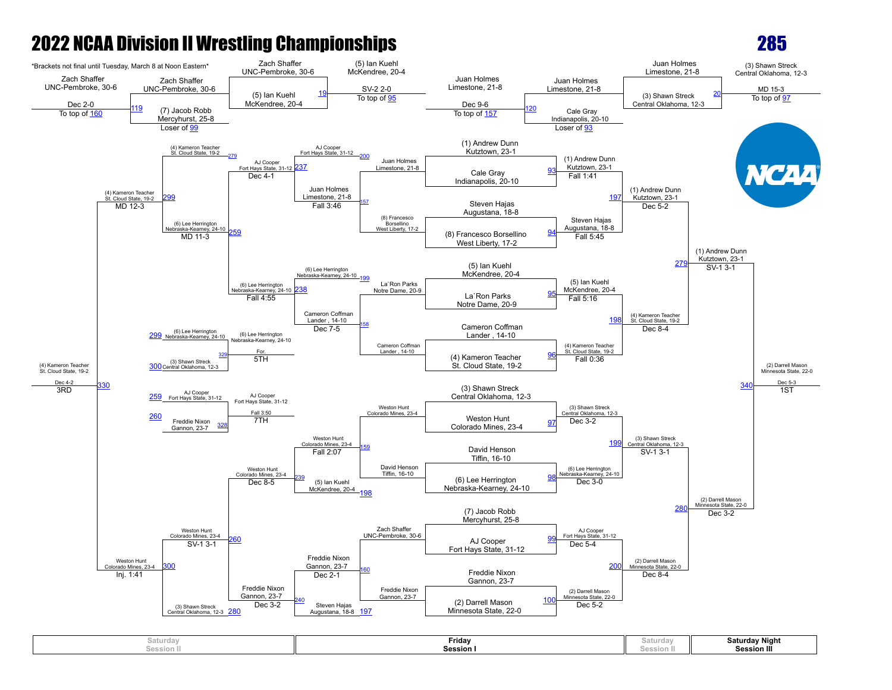# 2022 NCAA Division II Wrestling Championships

## 285

*Brackets not final until Tuesday, March 8 at Noon Eastern*

Zach Shaffer
UNC-Pembroke, 30-6

Dec 2-0
To top of 160

Zach Shaffer
UNC-Pembroke, 30-6
119
(7) Jacob Robb
Mercyhurst, 25-8
Loser of 99

Zach Shaffer
UNC-Pembroke, 30-6
(5) Ian Kuehl
McKendree, 20-4
19

(5) Ian Kuehl
McKendree, 20-4
SV-2 2-0
To top of 95

Juan Holmes
Limestone, 21-8
Dec 9-6
To top of 157

Juan Holmes
Limestone, 21-8
120
Cale Gray
Indianapolis, 20-10
Loser of 93

Juan Holmes
Limestone, 21-8
(3) Shawn Streck
Central Oklahoma, 12-3
20

(3) Shawn Streck
Central Oklahoma, 12-3
MD 15-3
To top of 97

(4) Kameron Teacher
St. Cloud State, 19-2
279

AJ Cooper
Fort Hays State, 31-12
200

(4) Kameron Teacher
St. Cloud State, 19-2
MD 12-3
299

AJ Cooper
Fort Hays State, 31-12
Dec 4-1
237

Juan Holmes
Limestone, 21-8

(1) Andrew Dunn
Kutztown, 23-1

Cale Gray
Indianapolis, 20-10
93

(1) Andrew Dunn
Kutztown, 23-1
Fall 1:41

Juan Holmes
Limestone, 21-8
Fall 3:46
157

(1) Andrew Dunn
Kutztown, 23-1
Dec 5-2
197

(6) Lee Herrington
Nebraska-Kearney, 24-10
MD 11-3
259

(8) Francesco Borsellino
West Liberty, 17-2

Steven Hajas
Augustana, 18-8

(8) Francesco Borsellino
West Liberty, 17-2
94

Steven Hajas
Augustana, 18-8
Fall 5:45

(1) Andrew Dunn
Kutztown, 23-1
SV-1 3-1
279

(6) Lee Herrington
Nebraska-Kearney, 24-10
199

(6) Lee Herrington
Nebraska-Kearney, 24-10
Fall 4:55
238

La`Ron Parks
Notre Dame, 20-9

(5) Ian Kuehl
McKendree, 20-4

La`Ron Parks
Notre Dame, 20-9
95

(5) Ian Kuehl
McKendree, 20-4
Fall 5:16

Cameron Coffman
Lander , 14-10
Dec 7-5
158

(4) Kameron Teacher
St. Cloud State, 19-2
Dec 8-4
198

299 (6) Lee Herrington
Nebraska-Kearney, 24-10

(6) Lee Herrington
Nebraska-Kearney, 24-10
329
For.
5TH

300 (3) Shawn Streck
Central Oklahoma, 12-3

Cameron Coffman
Lander , 14-10

Cameron Coffman
Lander , 14-10

(4) Kameron Teacher
St. Cloud State, 19-2
96

(4) Kameron Teacher
St. Cloud State, 19-2
Fall 0:36

(4) Kameron Teacher
St. Cloud State, 19-2
Dec 4-2
3RD
330

(2) Darrell Mason
Minnesota State, 22-0
Dec 5-3
1ST
340

259 AJ Cooper
Fort Hays State, 31-12

AJ Cooper
Fort Hays State, 31-12
Fall 3:50
7TH

260 Freddie Nixon
Gannon, 23-7
328

(3) Shawn Streck
Central Oklahoma, 12-3

Weston Hunt
Colorado Mines, 23-4

Weston Hunt
Colorado Mines, 23-4
97

(3) Shawn Streck
Central Oklahoma, 12-3
Dec 3-2

Weston Hunt
Colorado Mines, 23-4
Fall 2:07
159

(3) Shawn Streck
Central Oklahoma, 12-3
SV-1 3-1
199

David Henson
Tiffin, 16-10

David Henson
Tiffin, 16-10

(6) Lee Herrington
Nebraska-Kearney, 24-10
98

(6) Lee Herrington
Nebraska-Kearney, 24-10
Dec 3-0

Weston Hunt
Colorado Mines, 23-4
Dec 8-5
239

(5) Ian Kuehl
McKendree, 20-4
198

(2) Darrell Mason
Minnesota State, 22-0
Dec 3-2
280

(7) Jacob Robb
Mercyhurst, 25-8

Zach Shaffer
UNC-Pembroke, 30-6

AJ Cooper
Fort Hays State, 31-12
99

AJ Cooper
Fort Hays State, 31-12
Dec 5-4

Weston Hunt
Colorado Mines, 23-4
SV-1 3-1
260

Weston Hunt
Colorado Mines, 23-4
Inj. 1:41
300

Freddie Nixon
Gannon, 23-7
Dec 2-1
160

Freddie Nixon
Gannon, 23-7

(2) Darrell Mason
Minnesota State, 22-0
Dec 8-4
200

Freddie Nixon
Gannon, 23-7
Dec 3-2
240

Freddie Nixon
Gannon, 23-7

(2) Darrell Mason
Minnesota State, 22-0
100

(2) Darrell Mason
Minnesota State, 22-0
Dec 5-2

(3) Shawn Streck
Central Oklahoma, 12-3
280

Steven Hajas
Augustana, 18-8
197

| Saturday Session II | Friday Session I | Saturday Session II | Saturday Night Session III |
|---|---|---|---|